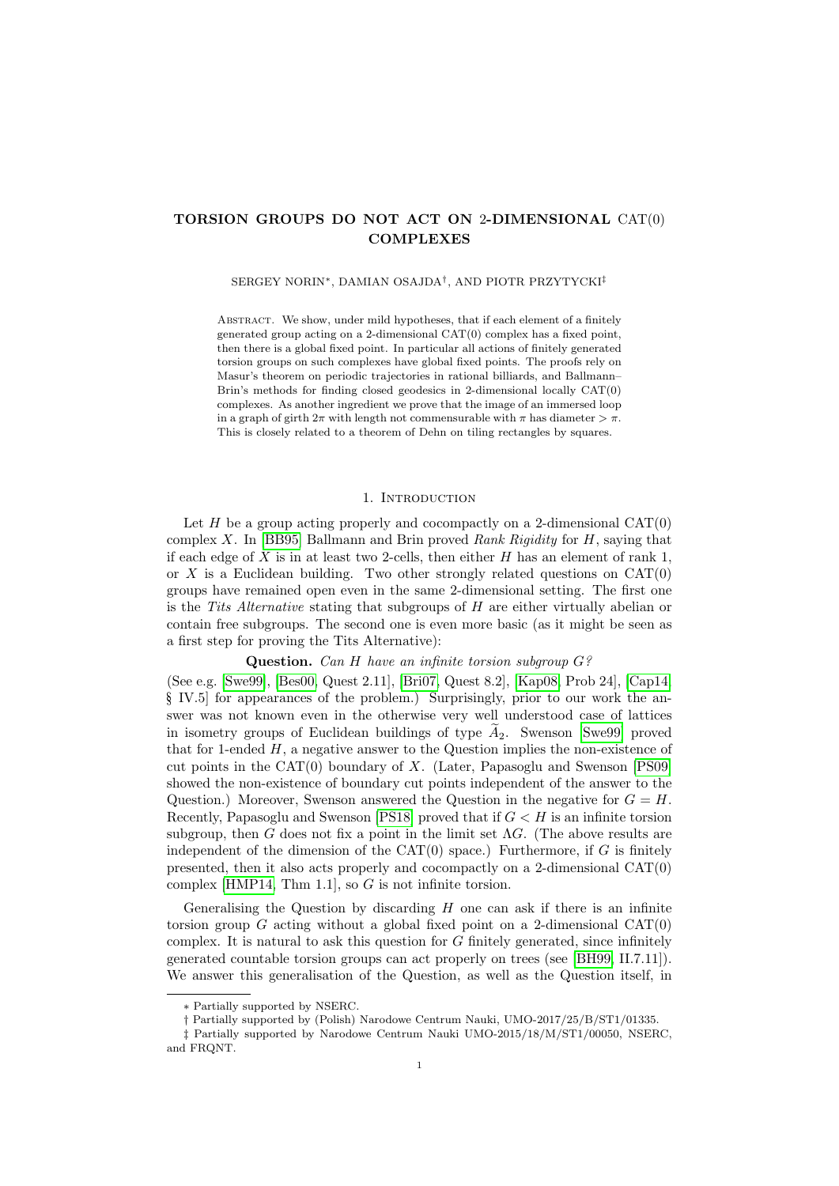# TORSION GROUPS DO NOT ACT ON 2-DIMENSIONAL CAT(0) COMPLEXES

SERGEY NORIN[∗], DAMIAN OSAJDA[†], AND PIOTR PRZYTYCKI[‡]

Abstract. We show, under mild hypotheses, that if each element of a finitely generated group acting on a 2-dimensional CAT(0) complex has a fixed point, then there is a global fixed point. In particular all actions of finitely generated torsion groups on such complexes have global fixed points. The proofs rely on Masur's theorem on periodic trajectories in rational billiards, and Ballmann–Brin's methods for finding closed geodesics in 2-dimensional locally CAT(0) complexes. As another ingredient we prove that the image of an immersed loop in a graph of girth $2\pi$ with length not commensurable with $\pi$ has diameter $> \pi$. This is closely related to a theorem of Dehn on tiling rectangles by squares.

## 1. Introduction

Let $H$ be a group acting properly and cocompactly on a 2-dimensional CAT(0) complex $X$. In [BB95] Ballmann and Brin proved *Rank Rigidity* for $H$, saying that if each edge of $X$ is in at least two 2-cells, then either $H$ has an element of rank 1, or $X$ is a Euclidean building. Two other strongly related questions on CAT(0) groups have remained open even in the same 2-dimensional setting. The first one is the *Tits Alternative* stating that subgroups of $H$ are either virtually abelian or contain free subgroups. The second one is even more basic (as it might be seen as a first step for proving the Tits Alternative):

**Question.** *Can $H$ have an infinite torsion subgroup $G$?*

(See e.g. [Swe99], [Bes00, Quest 2.11], [Bri07, Quest 8.2], [Kap08, Prob 24], [Cap14, § IV.5] for appearances of the problem.) Surprisingly, prior to our work the answer was not known even in the otherwise very well understood case of lattices in isometry groups of Euclidean buildings of type $\widetilde{A}_2$. Swenson [Swe99] proved that for 1-ended $H$, a negative answer to the Question implies the non-existence of cut points in the CAT(0) boundary of $X$. (Later, Papasoglu and Swenson [PS09] showed the non-existence of boundary cut points independent of the answer to the Question.) Moreover, Swenson answered the Question in the negative for $G = H$. Recently, Papasoglu and Swenson [PS18] proved that if $G < H$ is an infinite torsion subgroup, then $G$ does not fix a point in the limit set $\Lambda G$. (The above results are independent of the dimension of the CAT(0) space.) Furthermore, if $G$ is finitely presented, then it also acts properly and cocompactly on a 2-dimensional CAT(0) complex [HMP14, Thm 1.1], so $G$ is not infinite torsion.

Generalising the Question by discarding $H$ one can ask if there is an infinite torsion group $G$ acting without a global fixed point on a 2-dimensional CAT(0) complex. It is natural to ask this question for $G$ finitely generated, since infinitely generated countable torsion groups can act properly on trees (see [BH99, II.7.11]). We answer this generalisation of the Question, as well as the Question itself, in

---

∗ Partially supported by NSERC.

† Partially supported by (Polish) Narodowe Centrum Nauki, UMO-2017/25/B/ST1/01335.

‡ Partially supported by Narodowe Centrum Nauki UMO-2015/18/M/ST1/00050, NSERC, and FRQNT.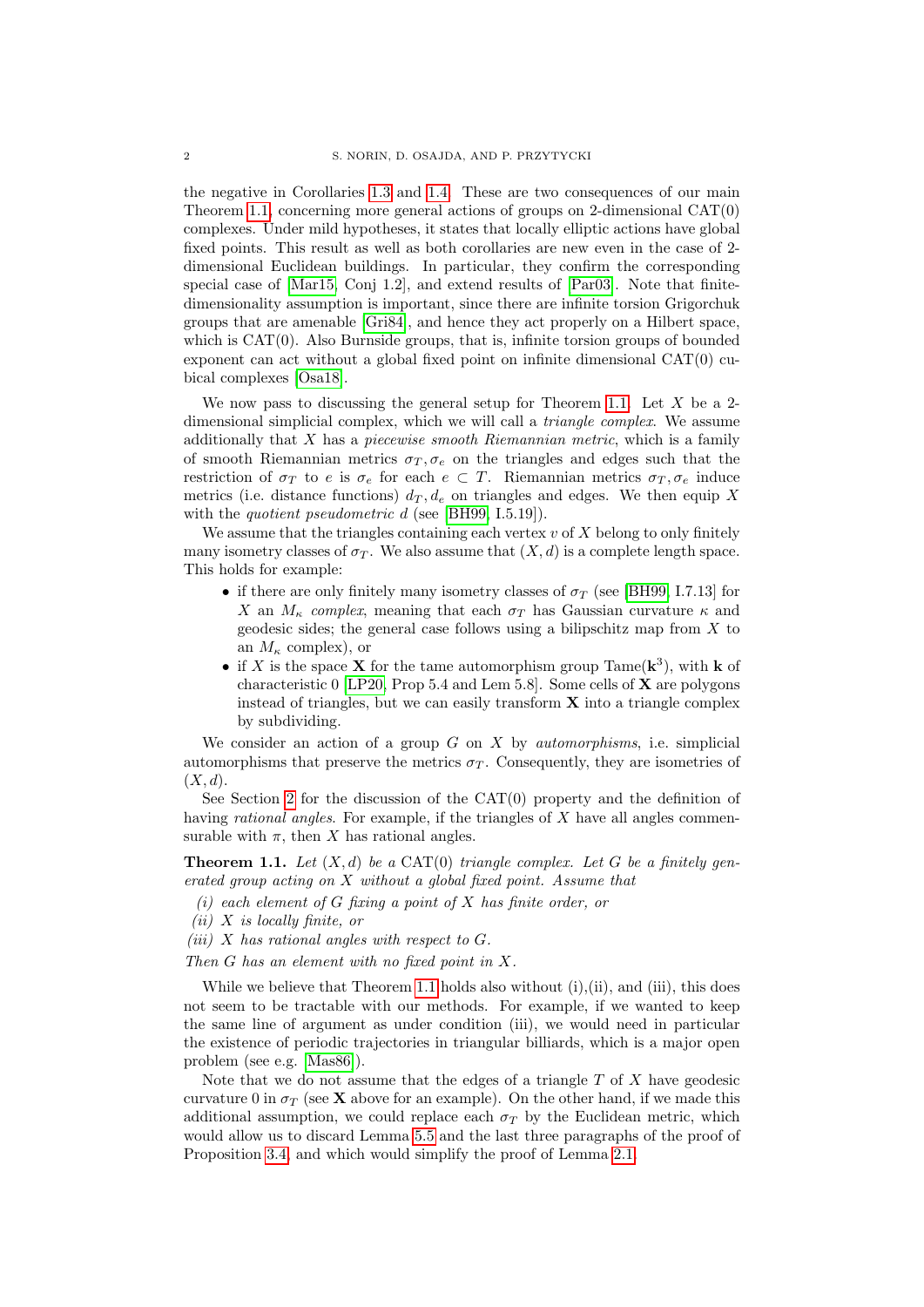the negative in Corollaries 1.3 and 1.4. These are two consequences of our main Theorem 1.1, concerning more general actions of groups on 2-dimensional CAT(0) complexes. Under mild hypotheses, it states that locally elliptic actions have global fixed points. This result as well as both corollaries are new even in the case of 2-dimensional Euclidean buildings. In particular, they confirm the corresponding special case of [Mar15, Conj 1.2], and extend results of [Par03]. Note that finite-dimensionality assumption is important, since there are infinite torsion Grigorchuk groups that are amenable [Gri84], and hence they act properly on a Hilbert space, which is CAT(0). Also Burnside groups, that is, infinite torsion groups of bounded exponent can act without a global fixed point on infinite dimensional CAT(0) cubical complexes [Osa18].

We now pass to discussing the general setup for Theorem 1.1. Let $X$ be a 2-dimensional simplicial complex, which we will call a *triangle complex*. We assume additionally that $X$ has a *piecewise smooth Riemannian metric*, which is a family of smooth Riemannian metrics $\sigma_T, \sigma_e$ on the triangles and edges such that the restriction of $\sigma_T$ to $e$ is $\sigma_e$ for each $e \subset T$. Riemannian metrics $\sigma_T, \sigma_e$ induce metrics (i.e. distance functions) $d_T, d_e$ on triangles and edges. We then equip $X$ with the *quotient pseudometric* $d$ (see [BH99, I.5.19]).

We assume that the triangles containing each vertex $v$ of $X$ belong to only finitely many isometry classes of $\sigma_T$. We also assume that $(X, d)$ is a complete length space. This holds for example:

- if there are only finitely many isometry classes of $\sigma_T$ (see [BH99, I.7.13] for $X$ an $M_\kappa$ *complex*, meaning that each $\sigma_T$ has Gaussian curvature $\kappa$ and geodesic sides; the general case follows using a bilipschitz map from $X$ to an $M_\kappa$ complex), or
- if $X$ is the space $\mathbf{X}$ for the tame automorphism group $\mathrm{Tame}(\mathbf{k}^3)$, with $\mathbf{k}$ of characteristic 0 [LP20, Prop 5.4 and Lem 5.8]. Some cells of $\mathbf{X}$ are polygons instead of triangles, but we can easily transform $\mathbf{X}$ into a triangle complex by subdividing.

We consider an action of a group $G$ on $X$ by *automorphisms*, i.e. simplicial automorphisms that preserve the metrics $\sigma_T$. Consequently, they are isometries of $(X, d)$.

See Section 2 for the discussion of the CAT(0) property and the definition of having *rational angles*. For example, if the triangles of $X$ have all angles commensurable with $\pi$, then $X$ has rational angles.

**Theorem 1.1.** *Let $(X, d)$ be a* CAT(0) *triangle complex. Let $G$ be a finitely generated group acting on $X$ without a global fixed point. Assume that*

*(i) each element of $G$ fixing a point of $X$ has finite order, or*
*(ii) $X$ is locally finite, or*
*(iii) $X$ has rational angles with respect to $G$.*

*Then $G$ has an element with no fixed point in $X$.*

While we believe that Theorem 1.1 holds also without (i),(ii), and (iii), this does not seem to be tractable with our methods. For example, if we wanted to keep the same line of argument as under condition (iii), we would need in particular the existence of periodic trajectories in triangular billiards, which is a major open problem (see e.g. [Mas86]).

Note that we do not assume that the edges of a triangle $T$ of $X$ have geodesic curvature 0 in $\sigma_T$ (see $\mathbf{X}$ above for an example). On the other hand, if we made this additional assumption, we could replace each $\sigma_T$ by the Euclidean metric, which would allow us to discard Lemma 5.5 and the last three paragraphs of the proof of Proposition 3.4, and which would simplify the proof of Lemma 2.1.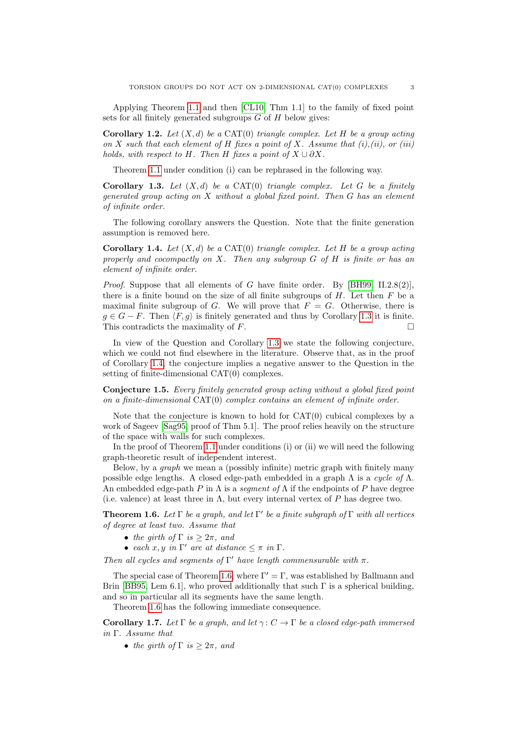Applying Theorem 1.1 and then [CL10, Thm 1.1] to the family of fixed point sets for all finitely generated subgroups $G$ of $H$ below gives:

**Corollary 1.2.** *Let $(X, d)$ be a* CAT(0) *triangle complex. Let $H$ be a group acting on $X$ such that each element of $H$ fixes a point of $X$. Assume that (i),(ii), or (iii) holds, with respect to $H$. Then $H$ fixes a point of $X \cup \partial X$.*

Theorem 1.1 under condition (i) can be rephrased in the following way.

**Corollary 1.3.** *Let $(X, d)$ be a* CAT(0) *triangle complex. Let $G$ be a finitely generated group acting on $X$ without a global fixed point. Then $G$ has an element of infinite order.*

The following corollary answers the Question. Note that the finite generation assumption is removed here.

**Corollary 1.4.** *Let $(X, d)$ be a* CAT(0) *triangle complex. Let $H$ be a group acting properly and cocompactly on $X$. Then any subgroup $G$ of $H$ is finite or has an element of infinite order.*

*Proof.* Suppose that all elements of $G$ have finite order. By [BH99, II.2.8(2)], there is a finite bound on the size of all finite subgroups of $H$. Let then $F$ be a maximal finite subgroup of $G$. We will prove that $F = G$. Otherwise, there is $g \in G - F$. Then $\langle F, g\rangle$ is finitely generated and thus by Corollary 1.3 it is finite. This contradicts the maximality of $F$. □

In view of the Question and Corollary 1.3 we state the following conjecture, which we could not find elsewhere in the literature. Observe that, as in the proof of Corollary 1.4, the conjecture implies a negative answer to the Question in the setting of finite-dimensional CAT(0) complexes.

**Conjecture 1.5.** *Every finitely generated group acting without a global fixed point on a finite-dimensional* CAT(0) *complex contains an element of infinite order.*

Note that the conjecture is known to hold for CAT(0) cubical complexes by a work of Sageev [Sag95, proof of Thm 5.1]. The proof relies heavily on the structure of the space with walls for such complexes.

In the proof of Theorem 1.1 under conditions (i) or (ii) we will need the following graph-theoretic result of independent interest.

Below, by a *graph* we mean a (possibly infinite) metric graph with finitely many possible edge lengths. A closed edge-path embedded in a graph $\Lambda$ is a *cycle of* $\Lambda$. An embedded edge-path $P$ in $\Lambda$ is a *segment of* $\Lambda$ if the endpoints of $P$ have degree (i.e. valence) at least three in $\Lambda$, but every internal vertex of $P$ has degree two.

**Theorem 1.6.** *Let $\Gamma$ be a graph, and let $\Gamma'$ be a finite subgraph of $\Gamma$ with all vertices of degree at least two. Assume that*

- *the girth of $\Gamma$ is $\geq 2\pi$, and*
- *each $x, y$ in $\Gamma'$ are at distance $\leq \pi$ in $\Gamma$.*

*Then all cycles and segments of $\Gamma'$ have length commensurable with $\pi$.*

The special case of Theorem 1.6, where $\Gamma' = \Gamma$, was established by Ballmann and Brin [BB95, Lem 6.1], who proved additionally that such $\Gamma$ is a spherical building, and so in particular all its segments have the same length.

Theorem 1.6 has the following immediate consequence.

**Corollary 1.7.** *Let $\Gamma$ be a graph, and let $\gamma\colon C \to \Gamma$ be a closed edge-path immersed in $\Gamma$. Assume that*

- *the girth of $\Gamma$ is $\geq 2\pi$, and*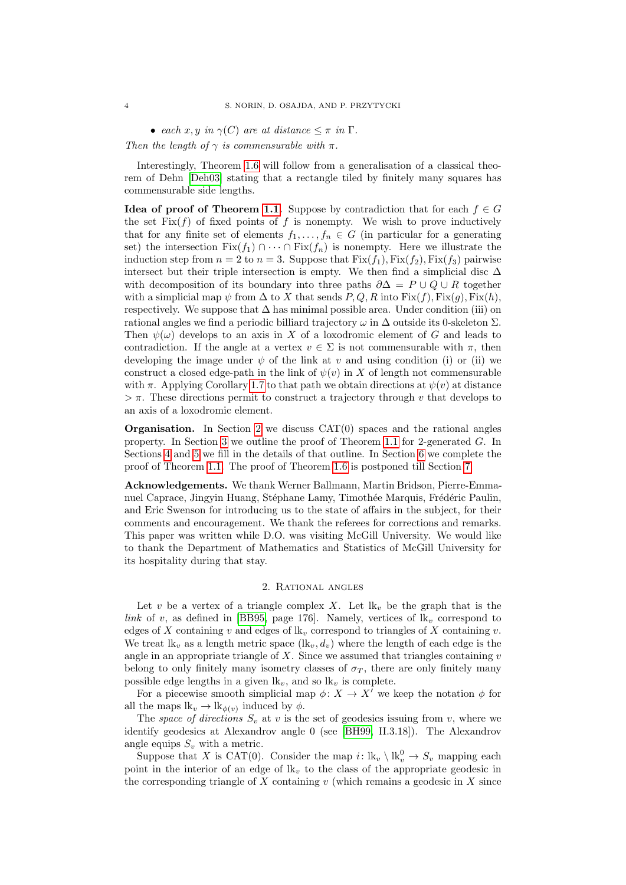- *each $x, y$ in $\gamma(C)$ are at distance $\leq \pi$ in $\Gamma$.*

*Then the length of $\gamma$ is commensurable with $\pi$.*

Interestingly, Theorem 1.6 will follow from a generalisation of a classical theorem of Dehn [Deh03] stating that a rectangle tiled by finitely many squares has commensurable side lengths.

**Idea of proof of Theorem 1.1.** Suppose by contradiction that for each $f \in G$ the set $\mathrm{Fix}(f)$ of fixed points of $f$ is nonempty. We wish to prove inductively that for any finite set of elements $f_1, \ldots, f_n \in G$ (in particular for a generating set) the intersection $\mathrm{Fix}(f_1) \cap \cdots \cap \mathrm{Fix}(f_n)$ is nonempty. Here we illustrate the induction step from $n = 2$ to $n = 3$. Suppose that $\mathrm{Fix}(f_1), \mathrm{Fix}(f_2), \mathrm{Fix}(f_3)$ pairwise intersect but their triple intersection is empty. We then find a simplicial disc $\Delta$ with decomposition of its boundary into three paths $\partial\Delta = P \cup Q \cup R$ together with a simplicial map $\psi$ from $\Delta$ to $X$ that sends $P, Q, R$ into $\mathrm{Fix}(f), \mathrm{Fix}(g), \mathrm{Fix}(h)$, respectively. We suppose that $\Delta$ has minimal possible area. Under condition (iii) on rational angles we find a periodic billiard trajectory $\omega$ in $\Delta$ outside its 0-skeleton $\Sigma$. Then $\psi(\omega)$ develops to an axis in $X$ of a loxodromic element of $G$ and leads to contradiction. If the angle at a vertex $v \in \Sigma$ is not commensurable with $\pi$, then developing the image under $\psi$ of the link at $v$ and using condition (i) or (ii) we construct a closed edge-path in the link of $\psi(v)$ in $X$ of length not commensurable with $\pi$. Applying Corollary 1.7 to that path we obtain directions at $\psi(v)$ at distance $> \pi$. These directions permit to construct a trajectory through $v$ that develops to an axis of a loxodromic element.

**Organisation.** In Section 2 we discuss CAT(0) spaces and the rational angles property. In Section 3 we outline the proof of Theorem 1.1 for 2-generated $G$. In Sections 4 and 5 we fill in the details of that outline. In Section 6 we complete the proof of Theorem 1.1. The proof of Theorem 1.6 is postponed till Section 7.

**Acknowledgements.** We thank Werner Ballmann, Martin Bridson, Pierre-Emmanuel Caprace, Jingyin Huang, Stéphane Lamy, Timothée Marquis, Frédéric Paulin, and Eric Swenson for introducing us to the state of affairs in the subject, for their comments and encouragement. We thank the referees for corrections and remarks. This paper was written while D.O. was visiting McGill University. We would like to thank the Department of Mathematics and Statistics of McGill University for its hospitality during that stay.

## 2. Rational angles

Let $v$ be a vertex of a triangle complex $X$. Let $\mathrm{lk}_v$ be the graph that is the *link* of $v$, as defined in [BB95, page 176]. Namely, vertices of $\mathrm{lk}_v$ correspond to edges of $X$ containing $v$ and edges of $\mathrm{lk}_v$ correspond to triangles of $X$ containing $v$. We treat $\mathrm{lk}_v$ as a length metric space $(\mathrm{lk}_v, d_v)$ where the length of each edge is the angle in an appropriate triangle of $X$. Since we assumed that triangles containing $v$ belong to only finitely many isometry classes of $\sigma_T$, there are only finitely many possible edge lengths in a given $\mathrm{lk}_v$, and so $\mathrm{lk}_v$ is complete.

For a piecewise smooth simplicial map $\phi\colon X \to X'$ we keep the notation $\phi$ for all the maps $\mathrm{lk}_v \to \mathrm{lk}_{\phi(v)}$ induced by $\phi$.

The *space of directions* $S_v$ at $v$ is the set of geodesics issuing from $v$, where we identify geodesics at Alexandrov angle 0 (see [BH99, II.3.18]). The Alexandrov angle equips $S_v$ with a metric.

Suppose that $X$ is CAT(0). Consider the map $i\colon \mathrm{lk}_v \setminus \mathrm{lk}^0_v \to S_v$ mapping each point in the interior of an edge of $\mathrm{lk}_v$ to the class of the appropriate geodesic in the corresponding triangle of $X$ containing $v$ (which remains a geodesic in $X$ since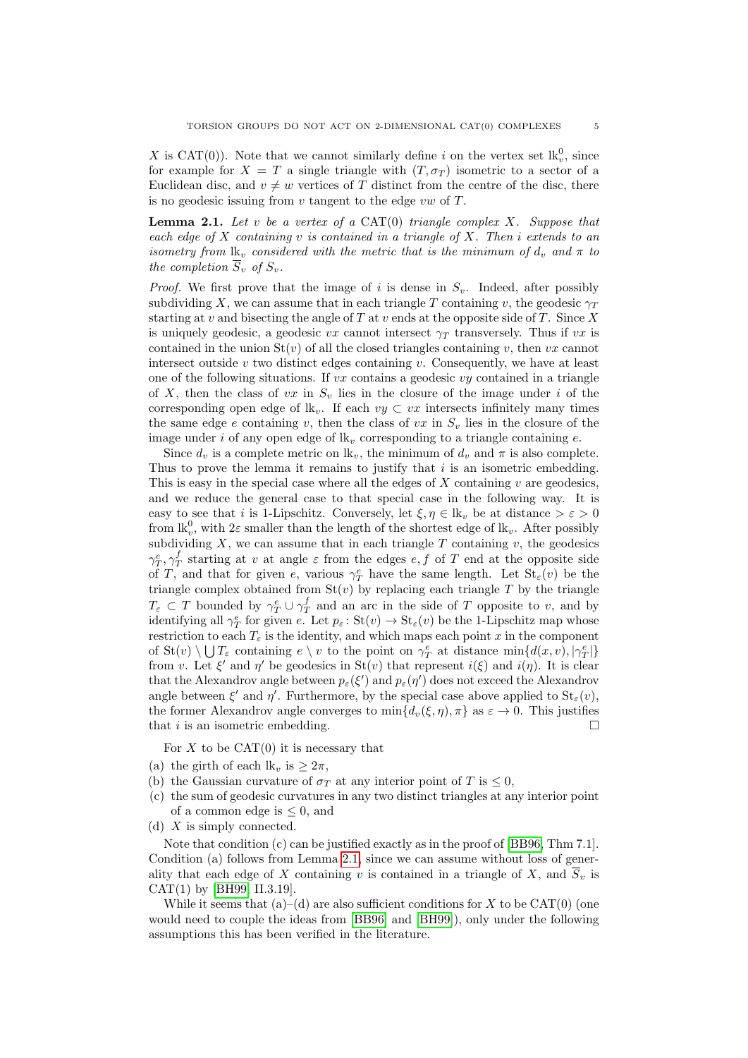$X$ is CAT(0)). Note that we cannot similarly define $i$ on the vertex set $\mathrm{lk}_v^0$, since for example for $X = T$ a single triangle with $(T, \sigma_T)$ isometric to a sector of a Euclidean disc, and $v \neq w$ vertices of $T$ distinct from the centre of the disc, there is no geodesic issuing from $v$ tangent to the edge $vw$ of $T$.

**Lemma 2.1.** *Let $v$ be a vertex of a* CAT(0) *triangle complex $X$. Suppose that each edge of $X$ containing $v$ is contained in a triangle of $X$. Then $i$ extends to an isometry from $\mathrm{lk}_v$ considered with the metric that is the minimum of $d_v$ and $\pi$ to the completion $\overline{S}_v$ of $S_v$.*

*Proof.* We first prove that the image of $i$ is dense in $S_v$. Indeed, after possibly subdividing $X$, we can assume that in each triangle $T$ containing $v$, the geodesic $\gamma_T$ starting at $v$ and bisecting the angle of $T$ at $v$ ends at the opposite side of $T$. Since $X$ is uniquely geodesic, a geodesic $vx$ cannot intersect $\gamma_T$ transversely. Thus if $vx$ is contained in the union $\mathrm{St}(v)$ of all the closed triangles containing $v$, then $vx$ cannot intersect outside $v$ two distinct edges containing $v$. Consequently, we have at least one of the following situations. If $vx$ contains a geodesic $vy$ contained in a triangle of $X$, then the class of $vx$ in $S_v$ lies in the closure of the image under $i$ of the corresponding open edge of $\mathrm{lk}_v$. If each $vy \subset vx$ intersects infinitely many times the same edge $e$ containing $v$, then the class of $vx$ in $S_v$ lies in the closure of the image under $i$ of any open edge of $\mathrm{lk}_v$ corresponding to a triangle containing $e$.

Since $d_v$ is a complete metric on $\mathrm{lk}_v$, the minimum of $d_v$ and $\pi$ is also complete. Thus to prove the lemma it remains to justify that $i$ is an isometric embedding. This is easy in the special case where all the edges of $X$ containing $v$ are geodesics, and we reduce the general case to that special case in the following way. It is easy to see that $i$ is 1-Lipschitz. Conversely, let $\xi, \eta \in \mathrm{lk}_v$ be at distance $> \varepsilon > 0$ from $\mathrm{lk}_v^0$, with $2\varepsilon$ smaller than the length of the shortest edge of $\mathrm{lk}_v$. After possibly subdividing $X$, we can assume that in each triangle $T$ containing $v$, the geodesics $\gamma_T^e, \gamma_T^f$ starting at $v$ at angle $\varepsilon$ from the edges $e, f$ of $T$ end at the opposite side of $T$, and that for given $e$, various $\gamma_T^e$ have the same length. Let $\mathrm{St}_\varepsilon(v)$ be the triangle complex obtained from $\mathrm{St}(v)$ by replacing each triangle $T$ by the triangle $T_\varepsilon \subset T$ bounded by $\gamma_T^e \cup \gamma_T^f$ and an arc in the side of $T$ opposite to $v$, and by identifying all $\gamma_T^e$ for given $e$. Let $p_\varepsilon \colon \mathrm{St}(v) \to \mathrm{St}_\varepsilon(v)$ be the 1-Lipschitz map whose restriction to each $T_\varepsilon$ is the identity, and which maps each point $x$ in the component of $\mathrm{St}(v) \setminus \bigcup T_\varepsilon$ containing $e \setminus v$ to the point on $\gamma_T^e$ at distance $\min\{d(x,v), |\gamma_T^e|\}$ from $v$. Let $\xi'$ and $\eta'$ be geodesics in $\mathrm{St}(v)$ that represent $i(\xi)$ and $i(\eta)$. It is clear that the Alexandrov angle between $p_\varepsilon(\xi')$ and $p_\varepsilon(\eta')$ does not exceed the Alexandrov angle between $\xi'$ and $\eta'$. Furthermore, by the special case above applied to $\mathrm{St}_\varepsilon(v)$, the former Alexandrov angle converges to $\min\{d_v(\xi,\eta), \pi\}$ as $\varepsilon \to 0$. This justifies that $i$ is an isometric embedding. $\square$

For $X$ to be CAT(0) it is necessary that

(a) the girth of each $\mathrm{lk}_v$ is $\geq 2\pi$,
(b) the Gaussian curvature of $\sigma_T$ at any interior point of $T$ is $\leq 0$,
(c) the sum of geodesic curvatures in any two distinct triangles at any interior point of a common edge is $\leq 0$, and
(d) $X$ is simply connected.

Note that condition (c) can be justified exactly as in the proof of [BB96, Thm 7.1]. Condition (a) follows from Lemma 2.1, since we can assume without loss of generality that each edge of $X$ containing $v$ is contained in a triangle of $X$, and $\overline{S}_v$ is CAT(1) by [BH99, II.3.19].

While it seems that (a)–(d) are also sufficient conditions for $X$ to be CAT(0) (one would need to couple the ideas from [BB96] and [BH99]), only under the following assumptions this has been verified in the literature.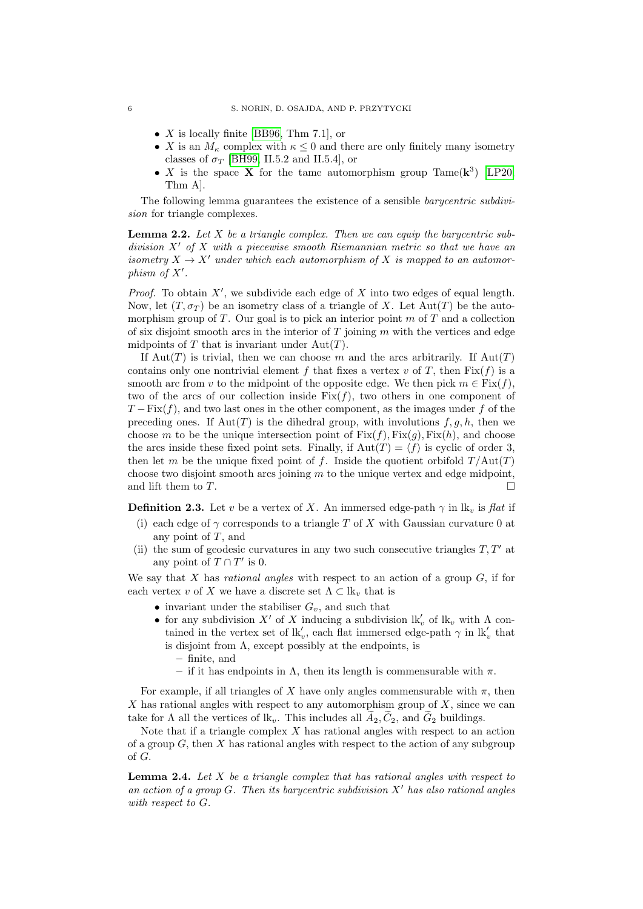- $X$ is locally finite [BB96, Thm 7.1], or
- $X$ is an $M_\kappa$ complex with $\kappa \leq 0$ and there are only finitely many isometry classes of $\sigma_T$ [BH99, II.5.2 and II.5.4], or
- $X$ is the space $\mathbf{X}$ for the tame automorphism group $\mathrm{Tame}(\mathbf{k}^3)$ [LP20, Thm A].

The following lemma guarantees the existence of a sensible *barycentric subdivision* for triangle complexes.

**Lemma 2.2.** *Let $X$ be a triangle complex. Then we can equip the barycentric subdivision $X'$ of $X$ with a piecewise smooth Riemannian metric so that we have an isometry $X \to X'$ under which each automorphism of $X$ is mapped to an automorphism of $X'$.*

*Proof.* To obtain $X'$, we subdivide each edge of $X$ into two edges of equal length. Now, let $(T, \sigma_T)$ be an isometry class of a triangle of $X$. Let $\mathrm{Aut}(T)$ be the automorphism group of $T$. Our goal is to pick an interior point $m$ of $T$ and a collection of six disjoint smooth arcs in the interior of $T$ joining $m$ with the vertices and edge midpoints of $T$ that is invariant under $\mathrm{Aut}(T)$.

If $\mathrm{Aut}(T)$ is trivial, then we can choose $m$ and the arcs arbitrarily. If $\mathrm{Aut}(T)$ contains only one nontrivial element $f$ that fixes a vertex $v$ of $T$, then $\mathrm{Fix}(f)$ is a smooth arc from $v$ to the midpoint of the opposite edge. We then pick $m \in \mathrm{Fix}(f)$, two of the arcs of our collection inside $\mathrm{Fix}(f)$, two others in one component of $T - \mathrm{Fix}(f)$, and two last ones in the other component, as the images under $f$ of the preceding ones. If $\mathrm{Aut}(T)$ is the dihedral group, with involutions $f, g, h$, then we choose $m$ to be the unique intersection point of $\mathrm{Fix}(f), \mathrm{Fix}(g), \mathrm{Fix}(h)$, and choose the arcs inside these fixed point sets. Finally, if $\mathrm{Aut}(T) = \langle f \rangle$ is cyclic of order 3, then let $m$ be the unique fixed point of $f$. Inside the quotient orbifold $T/\mathrm{Aut}(T)$ choose two disjoint smooth arcs joining $m$ to the unique vertex and edge midpoint, and lift them to $T$. $\square$

**Definition 2.3.** Let $v$ be a vertex of $X$. An immersed edge-path $\gamma$ in $\mathrm{lk}_v$ is *flat* if

(i) each edge of $\gamma$ corresponds to a triangle $T$ of $X$ with Gaussian curvature 0 at any point of $T$, and
(ii) the sum of geodesic curvatures in any two such consecutive triangles $T, T'$ at any point of $T \cap T'$ is 0.

We say that $X$ has *rational angles* with respect to an action of a group $G$, if for each vertex $v$ of $X$ we have a discrete set $\Lambda \subset \mathrm{lk}_v$ that is

- invariant under the stabiliser $G_v$, and such that
- for any subdivision $X'$ of $X$ inducing a subdivision $\mathrm{lk}'_v$ of $\mathrm{lk}_v$ with $\Lambda$ contained in the vertex set of $\mathrm{lk}'_v$, each flat immersed edge-path $\gamma$ in $\mathrm{lk}'_v$ that is disjoint from $\Lambda$, except possibly at the endpoints, is
  - finite, and
  - if it has endpoints in $\Lambda$, then its length is commensurable with $\pi$.

For example, if all triangles of $X$ have only angles commensurable with $\pi$, then $X$ has rational angles with respect to any automorphism group of $X$, since we can take for $\Lambda$ all the vertices of $\mathrm{lk}_v$. This includes all $\widetilde{A}_2, \widetilde{C}_2$, and $\widetilde{G}_2$ buildings.

Note that if a triangle complex $X$ has rational angles with respect to an action of a group $G$, then $X$ has rational angles with respect to the action of any subgroup of $G$.

**Lemma 2.4.** *Let $X$ be a triangle complex that has rational angles with respect to an action of a group $G$. Then its barycentric subdivision $X'$ has also rational angles with respect to $G$.*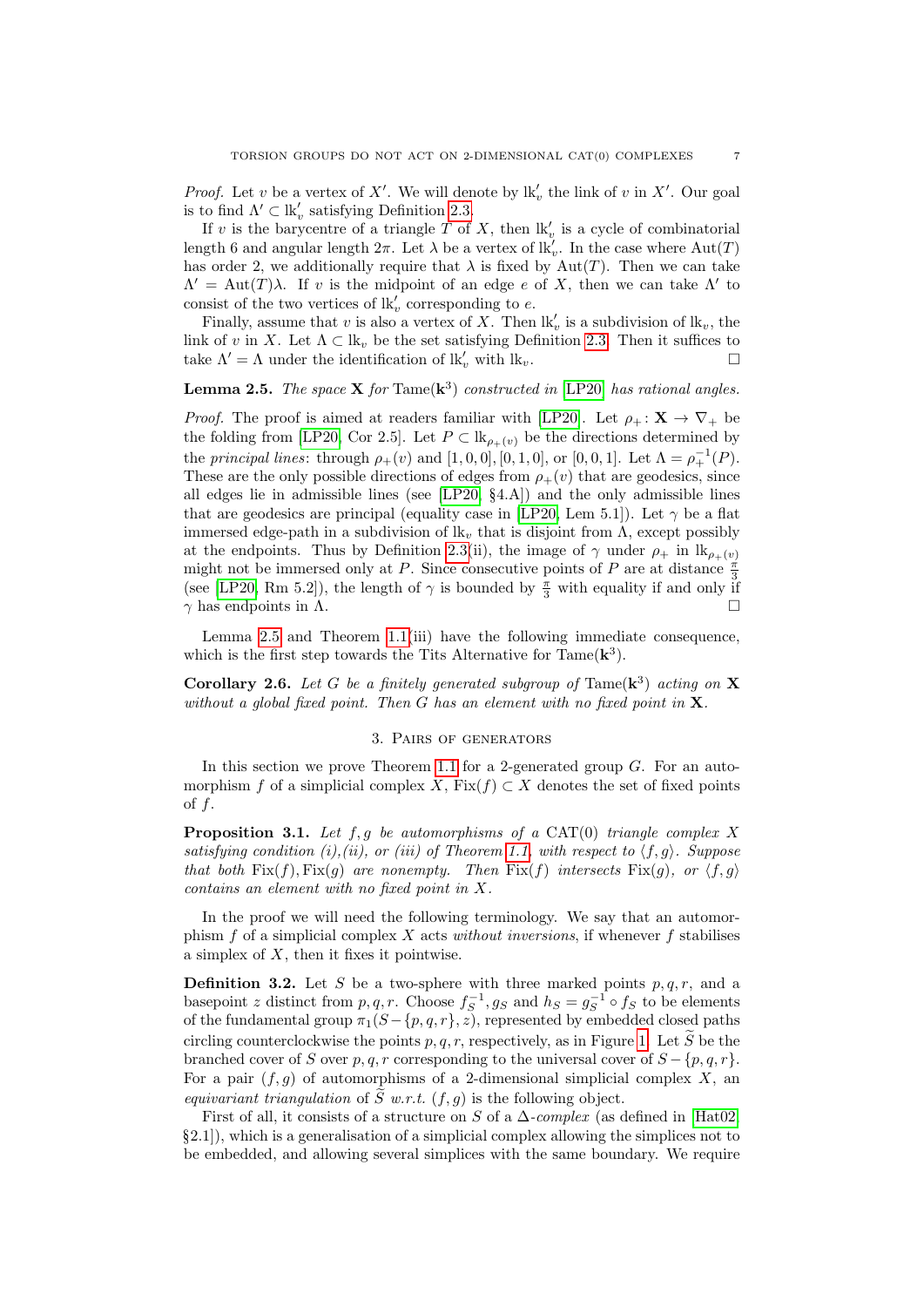*Proof.* Let $v$ be a vertex of $X'$. We will denote by $\mathrm{lk}'_v$ the link of $v$ in $X'$. Our goal is to find $\Lambda' \subset \mathrm{lk}'_v$ satisfying Definition 2.3.

If $v$ is the barycentre of a triangle $T$ of $X$, then $\mathrm{lk}'_v$ is a cycle of combinatorial length 6 and angular length $2\pi$. Let $\lambda$ be a vertex of $\mathrm{lk}'_v$. In the case where $\mathrm{Aut}(T)$ has order 2, we additionally require that $\lambda$ is fixed by $\mathrm{Aut}(T)$. Then we can take $\Lambda' = \mathrm{Aut}(T)\lambda$. If $v$ is the midpoint of an edge $e$ of $X$, then we can take $\Lambda'$ to consist of the two vertices of $\mathrm{lk}'_v$ corresponding to $e$.

Finally, assume that $v$ is also a vertex of $X$. Then $\mathrm{lk}'_v$ is a subdivision of $\mathrm{lk}_v$, the link of $v$ in $X$. Let $\Lambda \subset \mathrm{lk}_v$ be the set satisfying Definition 2.3. Then it suffices to take $\Lambda' = \Lambda$ under the identification of $\mathrm{lk}'_v$ with $\mathrm{lk}_v$. $\square$

**Lemma 2.5.** *The space* $\mathbf{X}$ *for* $\mathrm{Tame}(\mathbf{k}^3)$ *constructed in* [LP20] *has rational angles.*

*Proof.* The proof is aimed at readers familiar with [LP20]. Let $\rho_+ \colon \mathbf{X} \to \nabla_+$ be the folding from [LP20, Cor 2.5]. Let $P \subset \mathrm{lk}_{\rho_+(v)}$ be the directions determined by the *principal lines*: through $\rho_+(v)$ and $[1,0,0], [0,1,0]$, or $[0,0,1]$. Let $\Lambda = \rho_+^{-1}(P)$. These are the only possible directions of edges from $\rho_+(v)$ that are geodesics, since all edges lie in admissible lines (see [LP20, §4.A]) and the only admissible lines that are geodesics are principal (equality case in [LP20, Lem 5.1]). Let $\gamma$ be a flat immersed edge-path in a subdivision of $\mathrm{lk}_v$ that is disjoint from $\Lambda$, except possibly at the endpoints. Thus by Definition 2.3(ii), the image of $\gamma$ under $\rho_+$ in $\mathrm{lk}_{\rho_+(v)}$ might not be immersed only at $P$. Since consecutive points of $P$ are at distance $\frac{\pi}{3}$ (see [LP20, Rm 5.2]), the length of $\gamma$ is bounded by $\frac{\pi}{3}$ with equality if and only if $\gamma$ has endpoints in $\Lambda$. $\square$

Lemma 2.5 and Theorem 1.1(iii) have the following immediate consequence, which is the first step towards the Tits Alternative for $\mathrm{Tame}(\mathbf{k}^3)$.

**Corollary 2.6.** *Let $G$ be a finitely generated subgroup of* $\mathrm{Tame}(\mathbf{k}^3)$ *acting on* $\mathbf{X}$ *without a global fixed point. Then $G$ has an element with no fixed point in* $\mathbf{X}$.

## 3. Pairs of generators

In this section we prove Theorem 1.1 for a 2-generated group $G$. For an automorphism $f$ of a simplicial complex $X$, $\mathrm{Fix}(f) \subset X$ denotes the set of fixed points of $f$.

**Proposition 3.1.** *Let $f, g$ be automorphisms of a* CAT(0) *triangle complex $X$ satisfying condition (i),(ii), or (iii) of Theorem 1.1 with respect to $\langle f, g\rangle$. Suppose that both $\mathrm{Fix}(f), \mathrm{Fix}(g)$ are nonempty. Then $\mathrm{Fix}(f)$ intersects $\mathrm{Fix}(g)$, or $\langle f, g\rangle$ contains an element with no fixed point in $X$.*

In the proof we will need the following terminology. We say that an automorphism $f$ of a simplicial complex $X$ acts *without inversions*, if whenever $f$ stabilises a simplex of $X$, then it fixes it pointwise.

**Definition 3.2.** Let $S$ be a two-sphere with three marked points $p, q, r$, and a basepoint $z$ distinct from $p, q, r$. Choose $f_S^{-1}, g_S$ and $h_S = g_S^{-1} \circ f_S$ to be elements of the fundamental group $\pi_1(S - \{p, q, r\}, z)$, represented by embedded closed paths circling counterclockwise the points $p, q, r$, respectively, as in Figure 1. Let $\widetilde{S}$ be the branched cover of $S$ over $p, q, r$ corresponding to the universal cover of $S - \{p, q, r\}$. For a pair $(f, g)$ of automorphisms of a 2-dimensional simplicial complex $X$, an *equivariant triangulation* of $\widetilde{S}$ *w.r.t.* $(f, g)$ is the following object.

First of all, it consists of a structure on $S$ of a $\Delta$-*complex* (as defined in [Hat02, §2.1]), which is a generalisation of a simplicial complex allowing the simplices not to be embedded, and allowing several simplices with the same boundary. We require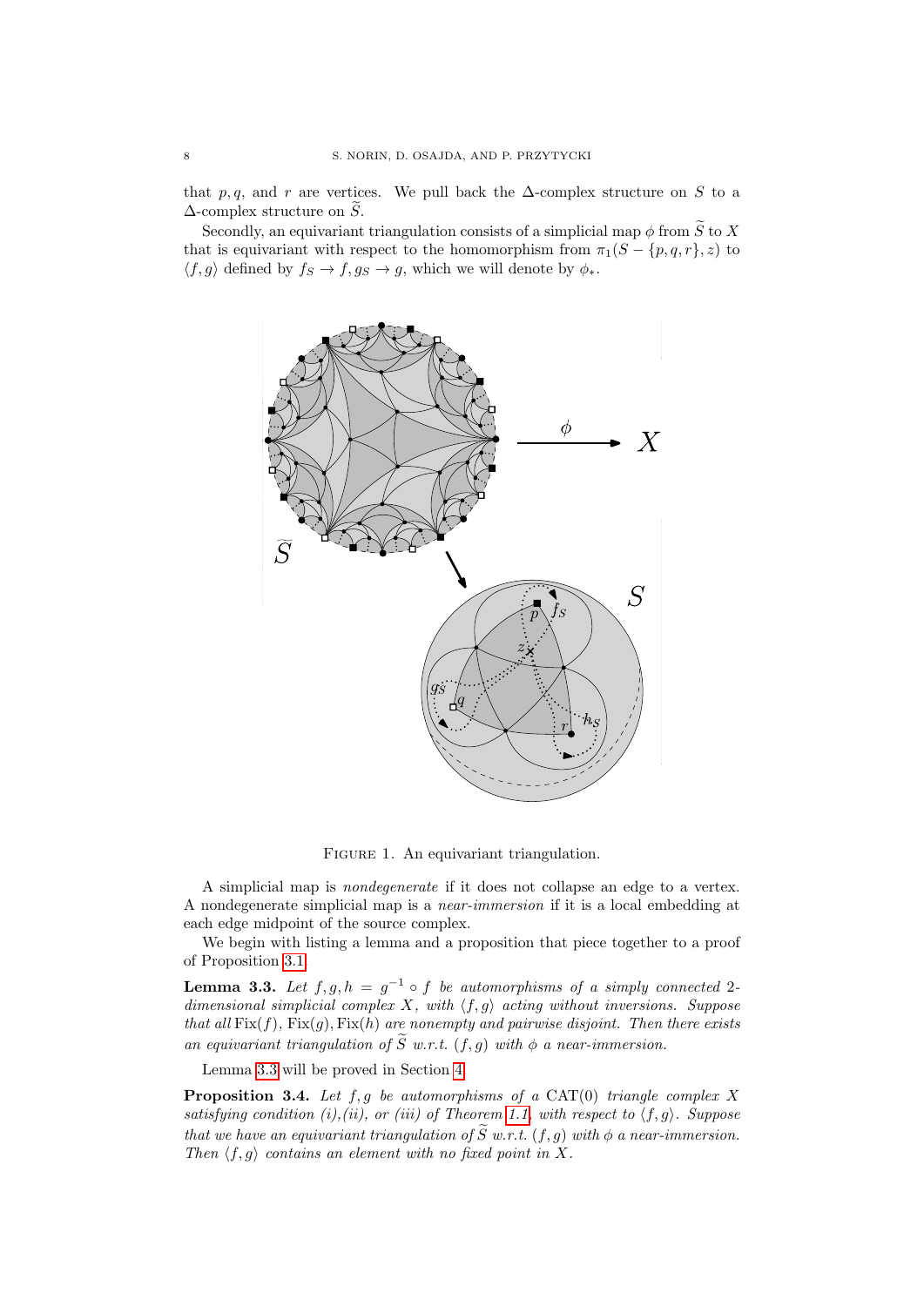that $p, q$, and $r$ are vertices. We pull back the $\Delta$-complex structure on $S$ to a $\Delta$-complex structure on $\widetilde{S}$.

Secondly, an equivariant triangulation consists of a simplicial map $\phi$ from $\widetilde{S}$ to $X$ that is equivariant with respect to the homomorphism from $\pi_1(S - \{p, q, r\}, z)$ to $\langle f, g\rangle$ defined by $f_S \to f, g_S \to g$, which we will denote by $\phi_*$.

FIGURE 1. An equivariant triangulation.

A simplicial map is *nondegenerate* if it does not collapse an edge to a vertex. A nondegenerate simplicial map is a *near-immersion* if it is a local embedding at each edge midpoint of the source complex.

We begin with listing a lemma and a proposition that piece together to a proof of Proposition 3.1.

**Lemma 3.3.** *Let $f, g, h = g^{-1} \circ f$ be automorphisms of a simply connected 2-dimensional simplicial complex $X$, with $\langle f, g\rangle$ acting without inversions. Suppose that all $\mathrm{Fix}(f), \mathrm{Fix}(g), \mathrm{Fix}(h)$ are nonempty and pairwise disjoint. Then there exists an equivariant triangulation of $\widetilde{S}$ w.r.t. $(f, g)$ with $\phi$ a near-immersion.*

Lemma 3.3 will be proved in Section 4.

**Proposition 3.4.** *Let $f, g$ be automorphisms of a $\mathrm{CAT}(0)$ triangle complex $X$ satisfying condition (i),(ii), or (iii) of Theorem 1.1 with respect to $\langle f, g\rangle$. Suppose that we have an equivariant triangulation of $\widetilde{S}$ w.r.t. $(f, g)$ with $\phi$ a near-immersion. Then $\langle f, g\rangle$ contains an element with no fixed point in $X$.*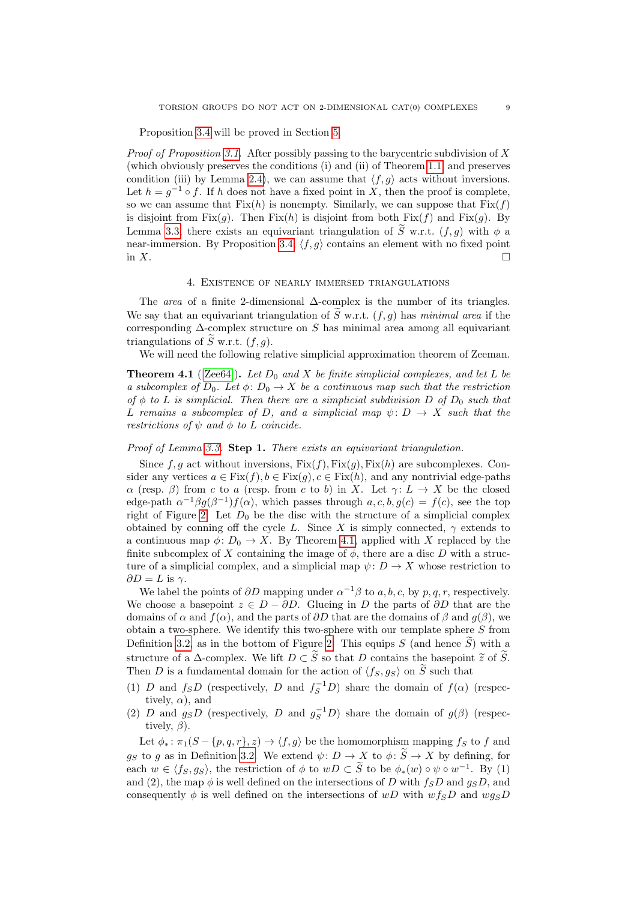Proposition 3.4 will be proved in Section 5.

*Proof of Proposition 3.1.* After possibly passing to the barycentric subdivision of $X$ (which obviously preserves the conditions (i) and (ii) of Theorem 1.1 and preserves condition (iii) by Lemma 2.4), we can assume that $\langle f, g\rangle$ acts without inversions. Let $h = g^{-1} \circ f$. If $h$ does not have a fixed point in $X$, then the proof is complete, so we can assume that $\mathrm{Fix}(h)$ is nonempty. Similarly, we can suppose that $\mathrm{Fix}(f)$ is disjoint from $\mathrm{Fix}(g)$. Then $\mathrm{Fix}(h)$ is disjoint from both $\mathrm{Fix}(f)$ and $\mathrm{Fix}(g)$. By Lemma 3.3 there exists an equivariant triangulation of $\widetilde{S}$ w.r.t. $(f, g)$ with $\phi$ a near-immersion. By Proposition 3.4, $\langle f, g\rangle$ contains an element with no fixed point in $X$. $\square$

## 4. Existence of nearly immersed triangulations

The *area* of a finite 2-dimensional $\Delta$-complex is the number of its triangles. We say that an equivariant triangulation of $\widetilde{S}$ w.r.t. $(f, g)$ has *minimal area* if the corresponding $\Delta$-complex structure on $S$ has minimal area among all equivariant triangulations of $\widetilde{S}$ w.r.t. $(f, g)$.

We will need the following relative simplicial approximation theorem of Zeeman.

**Theorem 4.1** ([Zee64]). *Let $D_0$ and $X$ be finite simplicial complexes, and let $L$ be a subcomplex of $D_0$. Let $\phi\colon D_0 \to X$ be a continuous map such that the restriction of $\phi$ to $L$ is simplicial. Then there are a simplicial subdivision $D$ of $D_0$ such that $L$ remains a subcomplex of $D$, and a simplicial map $\psi\colon D \to X$ such that the restrictions of $\psi$ and $\phi$ to $L$ coincide.*

*Proof of Lemma 3.3.* **Step 1.** *There exists an equivariant triangulation.*

Since $f, g$ act without inversions, $\mathrm{Fix}(f), \mathrm{Fix}(g), \mathrm{Fix}(h)$ are subcomplexes. Consider any vertices $a \in \mathrm{Fix}(f), b \in \mathrm{Fix}(g), c \in \mathrm{Fix}(h)$, and any nontrivial edge-paths $\alpha$ (resp. $\beta$) from $c$ to $a$ (resp. from $c$ to $b$) in $X$. Let $\gamma\colon L \to X$ be the closed edge-path $\alpha^{-1}\beta g(\beta^{-1})f(\alpha)$, which passes through $a, c, b, g(c) = f(c)$, see the top right of Figure 2. Let $D_0$ be the disc with the structure of a simplicial complex obtained by conning off the cycle $L$. Since $X$ is simply connected, $\gamma$ extends to a continuous map $\phi\colon D_0 \to X$. By Theorem 4.1, applied with $X$ replaced by the finite subcomplex of $X$ containing the image of $\phi$, there are a disc $D$ with a structure of a simplicial complex, and a simplicial map $\psi\colon D \to X$ whose restriction to $\partial D = L$ is $\gamma$.

We label the points of $\partial D$ mapping under $\alpha^{-1}\beta$ to $a, b, c$, by $p, q, r$, respectively. We choose a basepoint $z \in D - \partial D$. Glueing in $D$ the parts of $\partial D$ that are the domains of $\alpha$ and $f(\alpha)$, and the parts of $\partial D$ that are the domains of $\beta$ and $g(\beta)$, we obtain a two-sphere. We identify this two-sphere with our template sphere $S$ from Definition 3.2, as in the bottom of Figure 2. This equips $S$ (and hence $\widetilde{S}$) with a structure of a $\Delta$-complex. We lift $D \subset \widetilde{S}$ so that $D$ contains the basepoint $\tilde{z}$ of $\widetilde{S}$. Then $D$ is a fundamental domain for the action of $\langle f_S, g_S\rangle$ on $\widetilde{S}$ such that

(1) $D$ and $f_S D$ (respectively, $D$ and $f_S^{-1}D$) share the domain of $f(\alpha)$ (respectively, $\alpha$), and

(2) $D$ and $g_S D$ (respectively, $D$ and $g_S^{-1}D$) share the domain of $g(\beta)$ (respectively, $\beta$).

Let $\phi_*\colon \pi_1(S - \{p, q, r\}, z) \to \langle f, g\rangle$ be the homomorphism mapping $f_S$ to $f$ and $g_S$ to $g$ as in Definition 3.2. We extend $\psi\colon D \to X$ to $\phi\colon \widetilde{S} \to X$ by defining, for each $w \in \langle f_S, g_S\rangle$, the restriction of $\phi$ to $wD \subset \widetilde{S}$ to be $\phi_*(w) \circ \psi \circ w^{-1}$. By (1) and (2), the map $\phi$ is well defined on the intersections of $D$ with $f_S D$ and $g_S D$, and consequently $\phi$ is well defined on the intersections of $wD$ with $wf_S D$ and $wg_S D$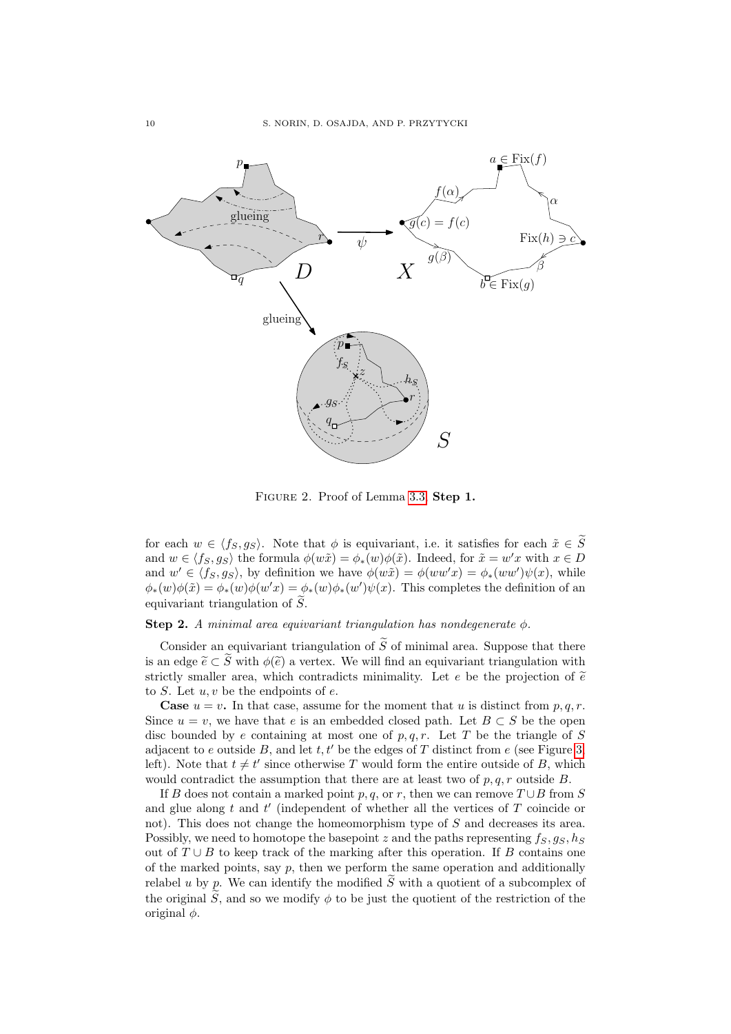FIGURE 2. Proof of Lemma 3.3 **Step 1.**

for each $w \in \langle f_S, g_S\rangle$. Note that $\phi$ is equivariant, i.e. it satisfies for each $\tilde{x} \in \widetilde{S}$ and $w \in \langle f_S, g_S\rangle$ the formula $\phi(w\tilde{x}) = \phi_*(w)\phi(\tilde{x})$. Indeed, for $\tilde{x} = w'x$ with $x \in D$ and $w' \in \langle f_S, g_S\rangle$, by definition we have $\phi(w\tilde{x}) = \phi(ww'x) = \phi_*(ww')\psi(x)$, while $\phi_*(w)\phi(\tilde{x}) = \phi_*(w)\phi(w'x) = \phi_*(w)\phi_*(w')\psi(x)$. This completes the definition of an equivariant triangulation of $\widetilde{S}$.

**Step 2.** *A minimal area equivariant triangulation has nondegenerate $\phi$.*

Consider an equivariant triangulation of $\widetilde{S}$ of minimal area. Suppose that there is an edge $\widetilde{e} \subset \widetilde{S}$ with $\phi(\widetilde{e})$ a vertex. We will find an equivariant triangulation with strictly smaller area, which contradicts minimality. Let $e$ be the projection of $\widetilde{e}$ to $S$. Let $u, v$ be the endpoints of $e$.

**Case** $u = v$**.** In that case, assume for the moment that $u$ is distinct from $p, q, r$. Since $u = v$, we have that $e$ is an embedded closed path. Let $B \subset S$ be the open disc bounded by $e$ containing at most one of $p, q, r$. Let $T$ be the triangle of $S$ adjacent to $e$ outside $B$, and let $t, t'$ be the edges of $T$ distinct from $e$ (see Figure 3 left). Note that $t \neq t'$ since otherwise $T$ would form the entire outside of $B$, which would contradict the assumption that there are at least two of $p, q, r$ outside $B$.

If $B$ does not contain a marked point $p, q$, or $r$, then we can remove $T \cup B$ from $S$ and glue along $t$ and $t'$ (independent of whether all the vertices of $T$ coincide or not). This does not change the homeomorphism type of $S$ and decreases its area. Possibly, we need to homotope the basepoint $z$ and the paths representing $f_S, g_S, h_S$ out of $T \cup B$ to keep track of the marking after this operation. If $B$ contains one of the marked points, say $p$, then we perform the same operation and additionally relabel $u$ by $p$. We can identify the modified $\widetilde{S}$ with a quotient of a subcomplex of the original $\widetilde{S}$, and so we modify $\phi$ to be just the quotient of the restriction of the original $\phi$.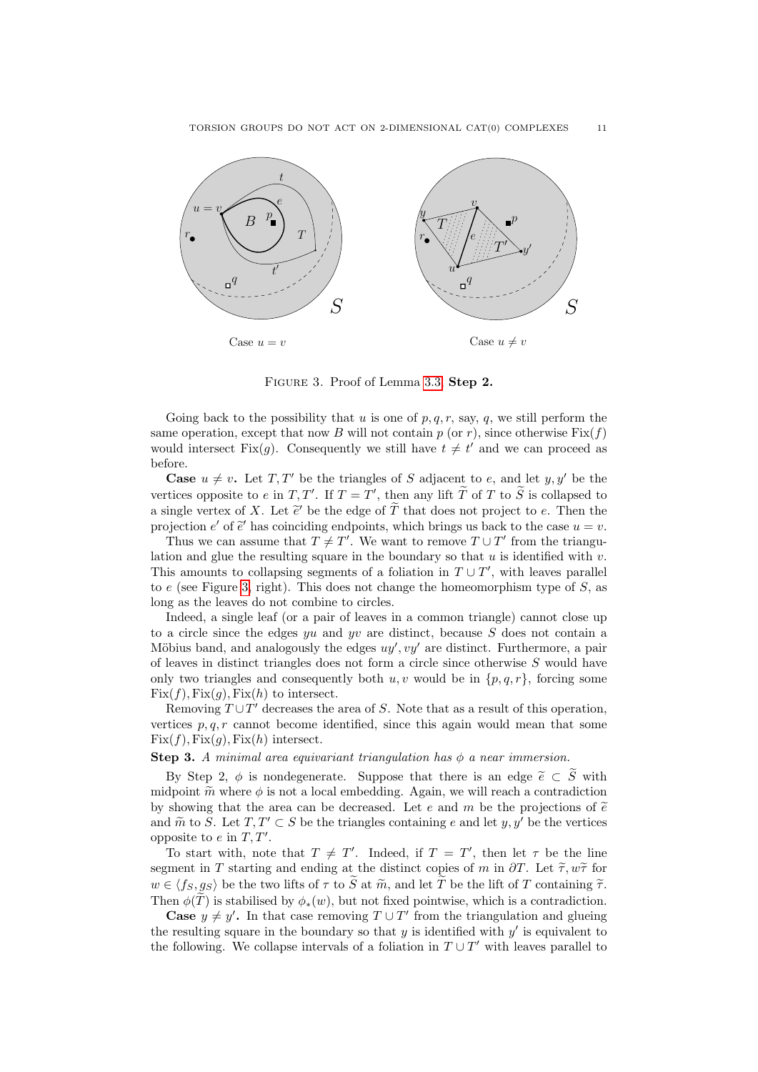FIGURE 3. Proof of Lemma 3.3, **Step 2.**

Going back to the possibility that $u$ is one of $p, q, r$, say, $q$, we still perform the same operation, except that now $B$ will not contain $p$ (or $r$), since otherwise $\mathrm{Fix}(f)$ would intersect $\mathrm{Fix}(g)$. Consequently we still have $t \neq t'$ and we can proceed as before.

**Case** $u \neq v$**.** Let $T, T'$ be the triangles of $S$ adjacent to $e$, and let $y, y'$ be the vertices opposite to $e$ in $T, T'$. If $T = T'$, then any lift $\widetilde{T}$ of $T$ to $\widetilde{S}$ is collapsed to a single vertex of $X$. Let $\widetilde{e}'$ be the edge of $\widetilde{T}$ that does not project to $e$. Then the projection $e'$ of $\widetilde{e}'$ has coinciding endpoints, which brings us back to the case $u = v$.

Thus we can assume that $T \neq T'$. We want to remove $T \cup T'$ from the triangulation and glue the resulting square in the boundary so that $u$ is identified with $v$. This amounts to collapsing segments of a foliation in $T \cup T'$, with leaves parallel to $e$ (see Figure 3, right). This does not change the homeomorphism type of $S$, as long as the leaves do not combine to circles.

Indeed, a single leaf (or a pair of leaves in a common triangle) cannot close up to a circle since the edges $yu$ and $yv$ are distinct, because $S$ does not contain a Möbius band, and analogously the edges $uy', vy'$ are distinct. Furthermore, a pair of leaves in distinct triangles does not form a circle since otherwise $S$ would have only two triangles and consequently both $u, v$ would be in $\{p, q, r\}$, forcing some $\mathrm{Fix}(f), \mathrm{Fix}(g), \mathrm{Fix}(h)$ to intersect.

Removing $T \cup T'$ decreases the area of $S$. Note that as a result of this operation, vertices $p, q, r$ cannot become identified, since this again would mean that some $\mathrm{Fix}(f), \mathrm{Fix}(g), \mathrm{Fix}(h)$ intersect.

**Step 3.** *A minimal area equivariant triangulation has $\phi$ a near immersion.*

By Step 2, $\phi$ is nondegenerate. Suppose that there is an edge $\widetilde{e} \subset \widetilde{S}$ with midpoint $\widetilde{m}$ where $\phi$ is not a local embedding. Again, we will reach a contradiction by showing that the area can be decreased. Let $e$ and $m$ be the projections of $\widetilde{e}$ and $\widetilde{m}$ to $S$. Let $T, T' \subset S$ be the triangles containing $e$ and let $y, y'$ be the vertices opposite to $e$ in $T, T'$.

To start with, note that $T \neq T'$. Indeed, if $T = T'$, then let $\tau$ be the line segment in $T$ starting and ending at the distinct copies of $m$ in $\partial T$. Let $\widetilde{\tau}, w\widetilde{\tau}$ for $w \in \langle f_S, g_S \rangle$ be the two lifts of $\tau$ to $\widetilde{S}$ at $\widetilde{m}$, and let $\widetilde{T}$ be the lift of $T$ containing $\widetilde{\tau}$. Then $\phi(\widetilde{T})$ is stabilised by $\phi_*(w)$, but not fixed pointwise, which is a contradiction.

**Case** $y \neq y'$**.** In that case removing $T \cup T'$ from the triangulation and glueing the resulting square in the boundary so that $y$ is identified with $y'$ is equivalent to the following. We collapse intervals of a foliation in $T \cup T'$ with leaves parallel to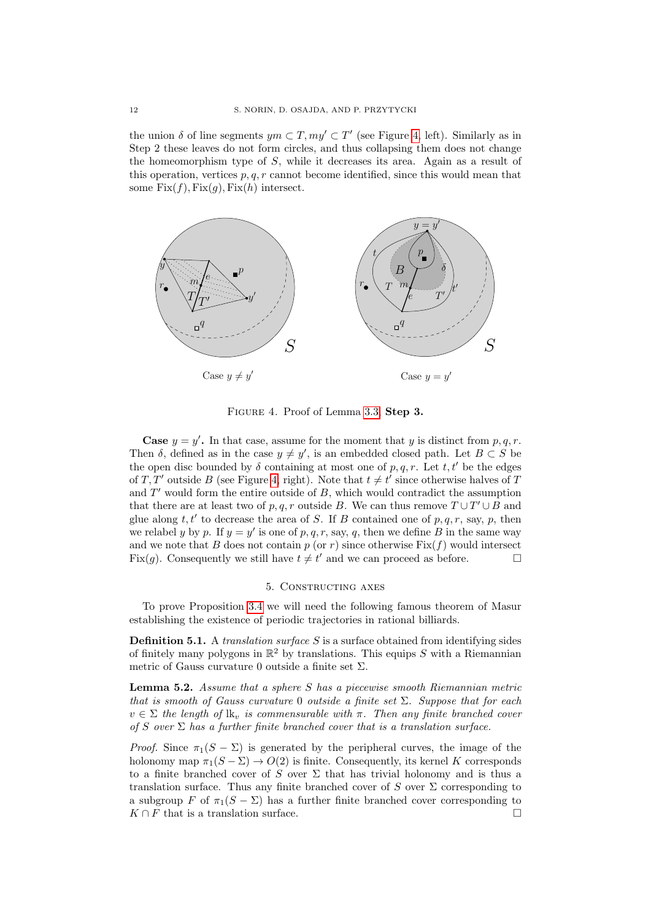the union $\delta$ of line segments $ym \subset T, my' \subset T'$ (see Figure 4, left). Similarly as in Step 2 these leaves do not form circles, and thus collapsing them does not change the homeomorphism type of $S$, while it decreases its area. Again as a result of this operation, vertices $p, q, r$ cannot become identified, since this would mean that some $\mathrm{Fix}(f), \mathrm{Fix}(g), \mathrm{Fix}(h)$ intersect.

Case $y \neq y'$ Case $y = y'$

Figure 4. Proof of Lemma 3.3 **Step 3.**

**Case $y = y'$.** In that case, assume for the moment that $y$ is distinct from $p, q, r$. Then $\delta$, defined as in the case $y \neq y'$, is an embedded closed path. Let $B \subset S$ be the open disc bounded by $\delta$ containing at most one of $p, q, r$. Let $t, t'$ be the edges of $T, T'$ outside $B$ (see Figure 4, right). Note that $t \neq t'$ since otherwise halves of $T$ and $T'$ would form the entire outside of $B$, which would contradict the assumption that there are at least two of $p, q, r$ outside $B$. We can thus remove $T \cup T' \cup B$ and glue along $t, t'$ to decrease the area of $S$. If $B$ contained one of $p, q, r$, say, $p$, then we relabel $y$ by $p$. If $y = y'$ is one of $p, q, r$, say, $q$, then we define $B$ in the same way and we note that $B$ does not contain $p$ (or $r$) since otherwise $\mathrm{Fix}(f)$ would intersect $\mathrm{Fix}(g)$. Consequently we still have $t \neq t'$ and we can proceed as before. $\square$

## 5. Constructing axes

To prove Proposition 3.4 we will need the following famous theorem of Masur establishing the existence of periodic trajectories in rational billiards.

**Definition 5.1.** A *translation surface* $S$ is a surface obtained from identifying sides of finitely many polygons in $\mathbb{R}^2$ by translations. This equips $S$ with a Riemannian metric of Gauss curvature 0 outside a finite set $\Sigma$.

**Lemma 5.2.** *Assume that a sphere $S$ has a piecewise smooth Riemannian metric that is smooth of Gauss curvature 0 outside a finite set $\Sigma$. Suppose that for each $v \in \Sigma$ the length of $\mathrm{lk}_v$ is commensurable with $\pi$. Then any finite branched cover of $S$ over $\Sigma$ has a further finite branched cover that is a translation surface.*

*Proof.* Since $\pi_1(S - \Sigma)$ is generated by the peripheral curves, the image of the holonomy map $\pi_1(S - \Sigma) \to O(2)$ is finite. Consequently, its kernel $K$ corresponds to a finite branched cover of $S$ over $\Sigma$ that has trivial holonomy and is thus a translation surface. Thus any finite branched cover of $S$ over $\Sigma$ corresponding to a subgroup $F$ of $\pi_1(S - \Sigma)$ has a further finite branched cover corresponding to $K \cap F$ that is a translation surface. $\square$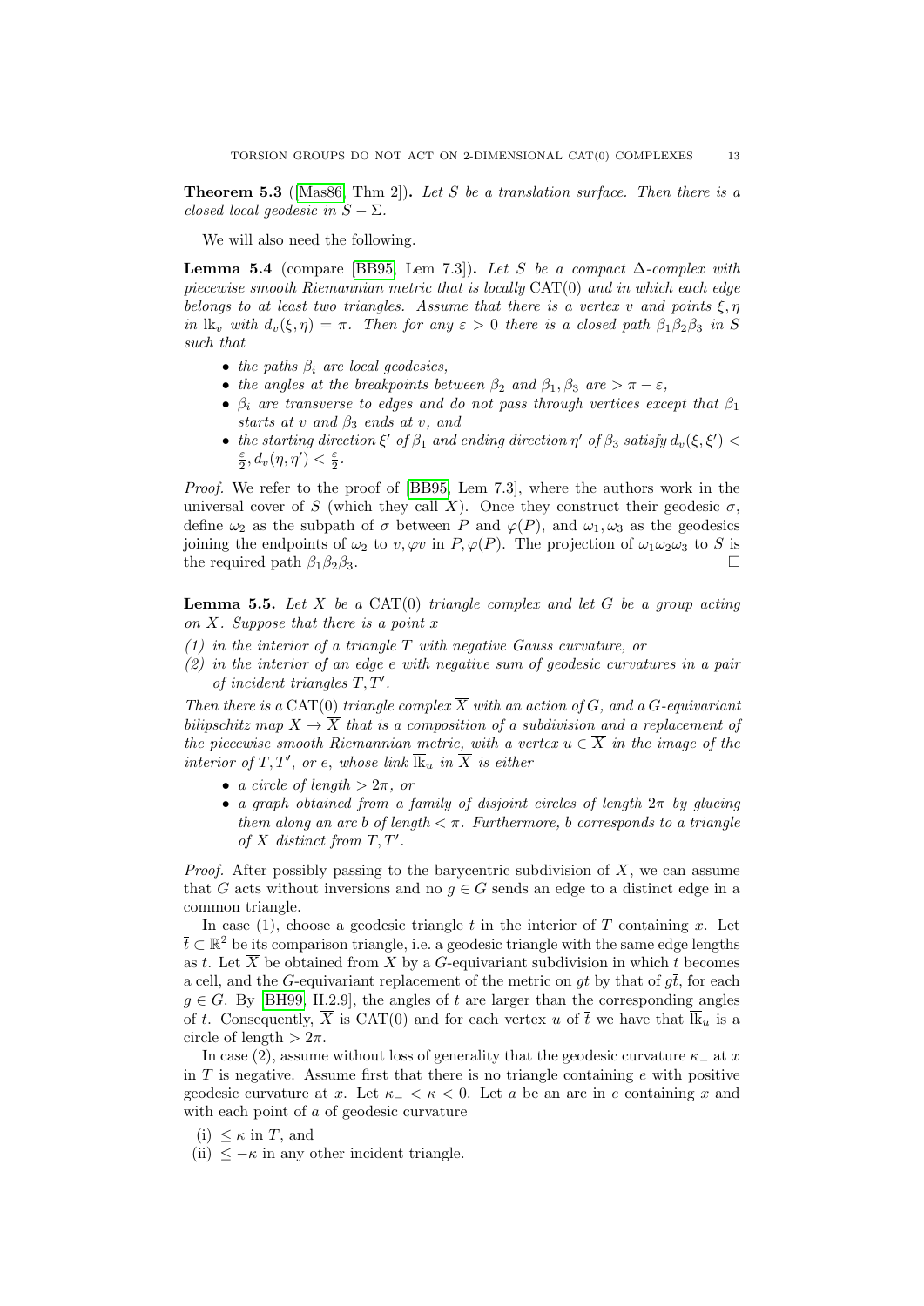**Theorem 5.3** ([Mas86, Thm 2]). *Let $S$ be a translation surface. Then there is a closed local geodesic in $S - \Sigma$.*

We will also need the following.

**Lemma 5.4** (compare [BB95, Lem 7.3]). *Let $S$ be a compact $\Delta$-complex with piecewise smooth Riemannian metric that is locally $\mathrm{CAT}(0)$ and in which each edge belongs to at least two triangles. Assume that there is a vertex $v$ and points $\xi, \eta$ in $\mathrm{lk}_v$ with $d_v(\xi, \eta) = \pi$. Then for any $\varepsilon > 0$ there is a closed path $\beta_1\beta_2\beta_3$ in $S$ such that*

- *the paths $\beta_i$ are local geodesics,*
- *the angles at the breakpoints between $\beta_2$ and $\beta_1, \beta_3$ are $> \pi - \varepsilon$,*
- *$\beta_i$ are transverse to edges and do not pass through vertices except that $\beta_1$ starts at $v$ and $\beta_3$ ends at $v$, and*
- *the starting direction $\xi'$ of $\beta_1$ and ending direction $\eta'$ of $\beta_3$ satisfy $d_v(\xi, \xi') < \frac{\varepsilon}{2}, d_v(\eta, \eta') < \frac{\varepsilon}{2}$.*

*Proof.* We refer to the proof of [BB95, Lem 7.3], where the authors work in the universal cover of $S$ (which they call $X$). Once they construct their geodesic $\sigma$, define $\omega_2$ as the subpath of $\sigma$ between $P$ and $\varphi(P)$, and $\omega_1, \omega_3$ as the geodesics joining the endpoints of $\omega_2$ to $v, \varphi v$ in $P, \varphi(P)$. The projection of $\omega_1\omega_2\omega_3$ to $S$ is the required path $\beta_1\beta_2\beta_3$. □

**Lemma 5.5.** *Let $X$ be a $\mathrm{CAT}(0)$ triangle complex and let $G$ be a group acting on $X$. Suppose that there is a point $x$*

*(1) in the interior of a triangle $T$ with negative Gauss curvature, or*
*(2) in the interior of an edge $e$ with negative sum of geodesic curvatures in a pair of incident triangles $T, T'$.*

*Then there is a $\mathrm{CAT}(0)$ triangle complex $\overline{X}$ with an action of $G$, and a $G$-equivariant bilipschitz map $X \to \overline{X}$ that is a composition of a subdivision and a replacement of the piecewise smooth Riemannian metric, with a vertex $u \in \overline{X}$ in the image of the interior of $T, T'$, or $e$, whose link $\overline{\mathrm{lk}}_u$ in $\overline{X}$ is either*

- *a circle of length $> 2\pi$, or*
- *a graph obtained from a family of disjoint circles of length $2\pi$ by glueing them along an arc $b$ of length $< \pi$. Furthermore, $b$ corresponds to a triangle of $X$ distinct from $T, T'$.*

*Proof.* After possibly passing to the barycentric subdivision of $X$, we can assume that $G$ acts without inversions and no $g \in G$ sends an edge to a distinct edge in a common triangle.

In case (1), choose a geodesic triangle $t$ in the interior of $T$ containing $x$. Let $\bar{t} \subset \mathbb{R}^2$ be its comparison triangle, i.e. a geodesic triangle with the same edge lengths as $t$. Let $\overline{X}$ be obtained from $X$ by a $G$-equivariant subdivision in which $t$ becomes a cell, and the $G$-equivariant replacement of the metric on $gt$ by that of $g\bar{t}$, for each $g \in G$. By [BH99, II.2.9], the angles of $\bar{t}$ are larger than the corresponding angles of $t$. Consequently, $\overline{X}$ is $\mathrm{CAT}(0)$ and for each vertex $u$ of $\bar{t}$ we have that $\overline{\mathrm{lk}}_u$ is a circle of length $> 2\pi$.

In case (2), assume without loss of generality that the geodesic curvature $\kappa_-$ at $x$ in $T$ is negative. Assume first that there is no triangle containing $e$ with positive geodesic curvature at $x$. Let $\kappa_- < \kappa < 0$. Let $a$ be an arc in $e$ containing $x$ and with each point of $a$ of geodesic curvature

(i) $\leq \kappa$ in $T$, and
(ii) $\leq -\kappa$ in any other incident triangle.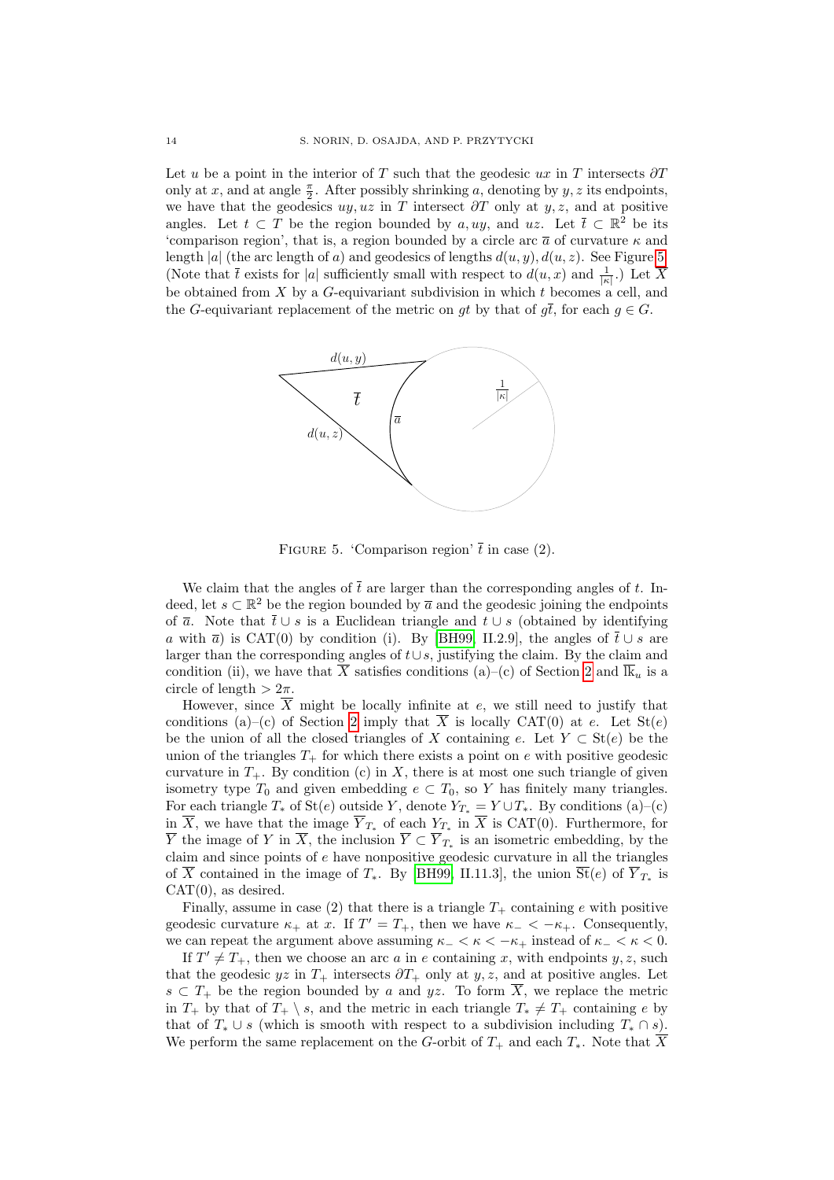Let $u$ be a point in the interior of $T$ such that the geodesic $ux$ in $T$ intersects $\partial T$ only at $x$, and at angle $\frac{\pi}{2}$. After possibly shrinking $a$, denoting by $y, z$ its endpoints, we have that the geodesics $uy, uz$ in $T$ intersect $\partial T$ only at $y, z$, and at positive angles. Let $t \subset T$ be the region bounded by $a, uy$, and $uz$. Let $\bar{t} \subset \mathbb{R}^2$ be its 'comparison region', that is, a region bounded by a circle arc $\bar{a}$ of curvature $\kappa$ and length $|a|$ (the arc length of $a$) and geodesics of lengths $d(u, y), d(u, z)$. See Figure 5. (Note that $\bar{t}$ exists for $|a|$ sufficiently small with respect to $d(u, x)$ and $\frac{1}{|\kappa|}$.) Let $\overline{X}$ be obtained from $X$ by a $G$-equivariant subdivision in which $t$ becomes a cell, and the $G$-equivariant replacement of the metric on $gt$ by that of $g\bar{t}$, for each $g \in G$.

FIGURE 5. 'Comparison region' $\bar{t}$ in case (2).

We claim that the angles of $\bar{t}$ are larger than the corresponding angles of $t$. Indeed, let $s \subset \mathbb{R}^2$ be the region bounded by $\bar{a}$ and the geodesic joining the endpoints of $\bar{a}$. Note that $\bar{t} \cup s$ is a Euclidean triangle and $t \cup s$ (obtained by identifying $a$ with $\bar{a}$) is CAT(0) by condition (i). By [BH99, II.2.9], the angles of $\bar{t} \cup s$ are larger than the corresponding angles of $t \cup s$, justifying the claim. By the claim and condition (ii), we have that $\overline{X}$ satisfies conditions (a)–(c) of Section 2 and $\overline{\mathrm{lk}}_u$ is a circle of length $> 2\pi$.

However, since $\overline{X}$ might be locally infinite at $e$, we still need to justify that conditions (a)–(c) of Section 2 imply that $\overline{X}$ is locally CAT(0) at $e$. Let $\mathrm{St}(e)$ be the union of all the closed triangles of $X$ containing $e$. Let $Y \subset \mathrm{St}(e)$ be the union of the triangles $T_+$ for which there exists a point on $e$ with positive geodesic curvature in $T_+$. By condition (c) in $X$, there is at most one such triangle of given isometry type $T_0$ and given embedding $e \subset T_0$, so $Y$ has finitely many triangles. For each triangle $T_*$ of $\mathrm{St}(e)$ outside $Y$, denote $Y_{T_*} = Y \cup T_*$. By conditions (a)–(c) in $\overline{X}$, we have that the image $\overline{Y}_{T_*}$ of each $Y_{T_*}$ in $\overline{X}$ is CAT(0). Furthermore, for $\overline{Y}$ the image of $Y$ in $\overline{X}$, the inclusion $\overline{Y} \subset \overline{Y}_{T_*}$ is an isometric embedding, by the claim and since points of $e$ have nonpositive geodesic curvature in all the triangles of $\overline{X}$ contained in the image of $T_*$. By [BH99, II.11.3], the union $\overline{\mathrm{St}}(e)$ of $\overline{Y}_{T_*}$ is CAT(0), as desired.

Finally, assume in case (2) that there is a triangle $T_+$ containing $e$ with positive geodesic curvature $\kappa_+$ at $x$. If $T' = T_+$, then we have $\kappa_- < -\kappa_+$. Consequently, we can repeat the argument above assuming $\kappa_- < \kappa < -\kappa_+$ instead of $\kappa_- < \kappa < 0$.

If $T' \neq T_+$, then we choose an arc $a$ in $e$ containing $x$, with endpoints $y, z$, such that the geodesic $yz$ in $T_+$ intersects $\partial T_+$ only at $y, z$, and at positive angles. Let $s \subset T_+$ be the region bounded by $a$ and $yz$. To form $\overline{X}$, we replace the metric in $T_+$ by that of $T_+ \setminus s$, and the metric in each triangle $T_* \neq T_+$ containing $e$ by that of $T_* \cup s$ (which is smooth with respect to a subdivision including $T_* \cap s$). We perform the same replacement on the $G$-orbit of $T_+$ and each $T_*$. Note that $\overline{X}$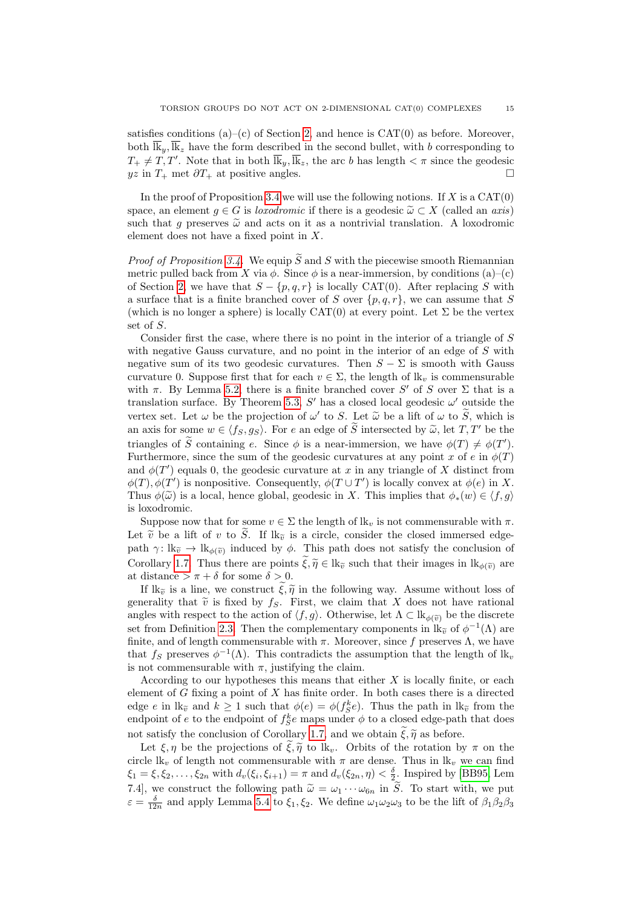satisfies conditions (a)–(c) of Section 2 and hence is CAT(0) as before. Moreover, both $\overline{\mathrm{lk}}_y, \overline{\mathrm{lk}}_z$ have the form described in the second bullet, with $b$ corresponding to $T_+ \neq T, T'$. Note that in both $\overline{\mathrm{lk}}_y, \overline{\mathrm{lk}}_z$, the arc $b$ has length $< \pi$ since the geodesic $yz$ in $T_+$ met $\partial T_+$ at positive angles. □

In the proof of Proposition 3.4 we will use the following notions. If $X$ is a CAT(0) space, an element $g \in G$ is *loxodromic* if there is a geodesic $\widetilde{\omega} \subset X$ (called an *axis*) such that $g$ preserves $\widetilde{\omega}$ and acts on it as a nontrivial translation. A loxodromic element does not have a fixed point in $X$.

*Proof of Proposition 3.4.* We equip $\widetilde{S}$ and $S$ with the piecewise smooth Riemannian metric pulled back from $X$ via $\phi$. Since $\phi$ is a near-immersion, by conditions (a)–(c) of Section 2, we have that $S - \{p, q, r\}$ is locally CAT(0). After replacing $S$ with a surface that is a finite branched cover of $S$ over $\{p, q, r\}$, we can assume that $S$ (which is no longer a sphere) is locally CAT(0) at every point. Let $\Sigma$ be the vertex set of $S$.

Consider first the case, where there is no point in the interior of a triangle of $S$ with negative Gauss curvature, and no point in the interior of an edge of $S$ with negative sum of its two geodesic curvatures. Then $S - \Sigma$ is smooth with Gauss curvature 0. Suppose first that for each $v \in \Sigma$, the length of $\mathrm{lk}_v$ is commensurable with $\pi$. By Lemma 5.2, there is a finite branched cover $S'$ of $S$ over $\Sigma$ that is a translation surface. By Theorem 5.3, $S'$ has a closed local geodesic $\omega'$ outside the vertex set. Let $\omega$ be the projection of $\omega'$ to $S$. Let $\widetilde{\omega}$ be a lift of $\omega$ to $\widetilde{S}$, which is an axis for some $w \in \langle f_S, g_S \rangle$. For $e$ an edge of $\widetilde{S}$ intersected by $\widetilde{\omega}$, let $T, T'$ be the triangles of $\widetilde{S}$ containing $e$. Since $\phi$ is a near-immersion, we have $\phi(T) \neq \phi(T')$. Furthermore, since the sum of the geodesic curvatures at any point $x$ of $e$ in $\phi(T)$ and $\phi(T')$ equals 0, the geodesic curvature at $x$ in any triangle of $X$ distinct from $\phi(T), \phi(T')$ is nonpositive. Consequently, $\phi(T \cup T')$ is locally convex at $\phi(e)$ in $X$. Thus $\phi(\widetilde{\omega})$ is a local, hence global, geodesic in $X$. This implies that $\phi_*(w) \in \langle f, g \rangle$ is loxodromic.

Suppose now that for some $v \in \Sigma$ the length of $\mathrm{lk}_v$ is not commensurable with $\pi$. Let $\widetilde{v}$ be a lift of $v$ to $\widetilde{S}$. If $\mathrm{lk}_{\widetilde{v}}$ is a circle, consider the closed immersed edge-path $\gamma \colon \mathrm{lk}_{\widetilde{v}} \to \mathrm{lk}_{\phi(\widetilde{v})}$ induced by $\phi$. This path does not satisfy the conclusion of Corollary 1.7. Thus there are points $\widetilde{\xi}, \widetilde{\eta} \in \mathrm{lk}_{\widetilde{v}}$ such that their images in $\mathrm{lk}_{\phi(\widetilde{v})}$ are at distance $> \pi + \delta$ for some $\delta > 0$.

If $\mathrm{lk}_{\widetilde{v}}$ is a line, we construct $\widetilde{\xi}, \widetilde{\eta}$ in the following way. Assume without loss of generality that $\widetilde{v}$ is fixed by $f_S$. First, we claim that $X$ does not have rational angles with respect to the action of $\langle f, g \rangle$. Otherwise, let $\Lambda \subset \mathrm{lk}_{\phi(\widetilde{v})}$ be the discrete set from Definition 2.3. Then the complementary components in $\mathrm{lk}_{\widetilde{v}}$ of $\phi^{-1}(\Lambda)$ are finite, and of length commensurable with $\pi$. Moreover, since $f$ preserves $\Lambda$, we have that $f_S$ preserves $\phi^{-1}(\Lambda)$. This contradicts the assumption that the length of $\mathrm{lk}_v$ is not commensurable with $\pi$, justifying the claim.

According to our hypotheses this means that either $X$ is locally finite, or each element of $G$ fixing a point of $X$ has finite order. In both cases there is a directed edge $e$ in $\mathrm{lk}_{\widetilde{v}}$ and $k \geq 1$ such that $\phi(e) = \phi(f_S^k e)$. Thus the path in $\mathrm{lk}_{\widetilde{v}}$ from the endpoint of $e$ to the endpoint of $f_S^k e$ maps under $\phi$ to a closed edge-path that does not satisfy the conclusion of Corollary 1.7, and we obtain $\widetilde{\xi}, \widetilde{\eta}$ as before.

Let $\xi, \eta$ be the projections of $\widetilde{\xi}, \widetilde{\eta}$ to $\mathrm{lk}_v$. Orbits of the rotation by $\pi$ on the circle $\mathrm{lk}_v$ of length not commensurable with $\pi$ are dense. Thus in $\mathrm{lk}_v$ we can find $\xi_1 = \xi, \xi_2, \ldots, \xi_{2n}$ with $d_v(\xi_i, \xi_{i+1}) = \pi$ and $d_v(\xi_{2n}, \eta) < \frac{\delta}{2}$. Inspired by [BB95, Lem 7.4], we construct the following path $\widetilde{\omega} = \omega_1 \cdots \omega_{6n}$ in $\widetilde{S}$. To start with, we put $\varepsilon = \frac{\delta}{12n}$ and apply Lemma 5.4 to $\xi_1, \xi_2$. We define $\omega_1\omega_2\omega_3$ to be the lift of $\beta_1\beta_2\beta_3$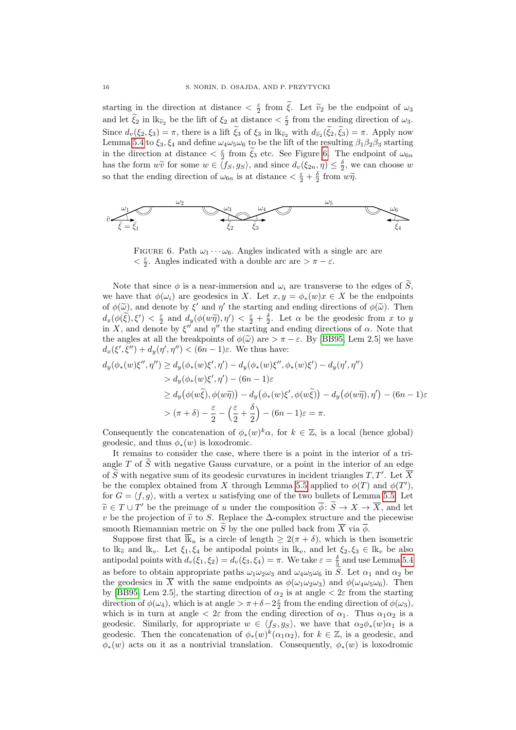starting in the direction at distance $< \frac{\varepsilon}{2}$ from $\widetilde{\xi}$. Let $\widetilde{v}_2$ be the endpoint of $\omega_3$ and let $\widetilde{\xi}_2$ in $\mathrm{lk}_{\widetilde{v}_2}$ be the lift of $\xi_2$ at distance $< \frac{\varepsilon}{2}$ from the ending direction of $\omega_3$. Since $d_v(\xi_2, \xi_3) = \pi$, there is a lift $\widetilde{\xi}_3$ of $\xi_3$ in $\mathrm{lk}_{\widetilde{v}_2}$ with $d_{\widetilde{v}_2}(\widetilde{\xi}_2, \widetilde{\xi}_3) = \pi$. Apply now Lemma 5.4 to $\xi_3, \xi_4$ and define $\omega_4\omega_5\omega_6$ to be the lift of the resulting $\beta_1\beta_2\beta_3$ starting in the direction at distance $< \frac{\varepsilon}{2}$ from $\widetilde{\xi}_3$ etc. See Figure 6. The endpoint of $\omega_{6n}$ has the form $w\widetilde{v}$ for some $w \in \langle f_S, g_S \rangle$, and since $d_v(\xi_{2n}, \eta) \leq \frac{\delta}{2}$, we can choose $w$ so that the ending direction of $\omega_{6n}$ is at distance $< \frac{\varepsilon}{2} + \frac{\delta}{2}$ from $w\widetilde{\eta}$.

Figure 6. Path $\omega_1 \cdots \omega_6$. Angles indicated with a single arc are $< \frac{\varepsilon}{2}$. Angles indicated with a double arc are $> \pi - \varepsilon$.

Note that since $\phi$ is a near-immersion and $\omega_i$ are transverse to the edges of $\widetilde{S}$, we have that $\phi(\omega_i)$ are geodesics in $X$. Let $x, y = \phi_*(w)x \in X$ be the endpoints of $\phi(\widetilde{\omega})$, and denote by $\xi'$ and $\eta'$ the starting and ending directions of $\phi(\widetilde{\omega})$. Then $d_x(\phi(\widetilde{\xi}), \xi') < \frac{\varepsilon}{2}$ and $d_y(\phi(w\widetilde{\eta}), \eta') < \frac{\varepsilon}{2} + \frac{\delta}{2}$. Let $\alpha$ be the geodesic from $x$ to $y$ in $X$, and denote by $\xi''$ and $\eta''$ the starting and ending directions of $\alpha$. Note that the angles at all the breakpoints of $\phi(\widetilde{\omega})$ are $> \pi - \varepsilon$. By [BB95, Lem 2.5] we have $d_x(\xi', \xi'') + d_y(\eta', \eta'') < (6n-1)\varepsilon$. We thus have:

$$
\begin{aligned}
d_y(\phi_*(w)\xi'', \eta'') &\geq d_y(\phi_*(w)\xi', \eta') - d_y(\phi_*(w)\xi'', \phi_*(w)\xi') - d_y(\eta', \eta'') \\
&> d_y(\phi_*(w)\xi', \eta') - (6n-1)\varepsilon \\
&\geq d_y\big(\phi(w\widetilde{\xi}), \phi(w\widetilde{\eta})\big) - d_y\big(\phi_*(w)\xi', \phi(w\widetilde{\xi})\big) - d_y\big(\phi(w\widetilde{\eta}), \eta'\big) - (6n-1)\varepsilon \\
&> (\pi + \delta) - \frac{\varepsilon}{2} - \left(\frac{\varepsilon}{2} + \frac{\delta}{2}\right) - (6n-1)\varepsilon = \pi.
\end{aligned}
$$

Consequently the concatenation of $\phi_*(w)^k\alpha$, for $k \in \mathbb{Z}$, is a local (hence global) geodesic, and thus $\phi_*(w)$ is loxodromic.

It remains to consider the case, where there is a point in the interior of a triangle $T$ of $\widetilde{S}$ with negative Gauss curvature, or a point in the interior of an edge of $\widetilde{S}$ with negative sum of its geodesic curvatures in incident triangles $T, T'$. Let $\overline{X}$ be the complex obtained from $X$ through Lemma 5.5 applied to $\phi(T)$ and $\phi(T')$, for $G = \langle f, g \rangle$, with a vertex $u$ satisfying one of the two bullets of Lemma 5.5. Let $\widetilde{v} \in T \cup T'$ be the preimage of $u$ under the composition $\overline{\phi}\colon \widetilde{S} \to X \to \overline{X}$, and let $v$ be the projection of $\widetilde{v}$ to $S$. Replace the $\Delta$-complex structure and the piecewise smooth Riemannian metric on $\widetilde{S}$ by the one pulled back from $\overline{X}$ via $\overline{\phi}$.

Suppose first that $\overline{\mathrm{lk}}_u$ is a circle of length $\geq 2(\pi + \delta)$, which is then isometric to $\mathrm{lk}_{\widetilde{v}}$ and $\mathrm{lk}_v$. Let $\xi_1, \xi_4$ be antipodal points in $\mathrm{lk}_v$, and let $\xi_2, \xi_3 \in \mathrm{lk}_v$ be also antipodal points with $d_v(\xi_1, \xi_2) = d_v(\xi_3, \xi_4) = \pi$. We take $\varepsilon = \frac{\delta}{5}$ and use Lemma 5.4 as before to obtain appropriate paths $\omega_1\omega_2\omega_3$ and $\omega_4\omega_5\omega_6$ in $S$. Let $\alpha_1$ and $\alpha_2$ be the geodesics in $\overline{X}$ with the same endpoints as $\phi(\omega_1\omega_2\omega_3)$ and $\phi(\omega_4\omega_5\omega_6)$. Then by [BB95, Lem 2.5], the starting direction of $\alpha_2$ is at angle $< 2\varepsilon$ from the starting direction of $\phi(\omega_4)$, which is at angle $> \pi + \delta - 2\frac{\varepsilon}{2}$ from the ending direction of $\phi(\omega_3)$, which is in turn at angle $< 2\varepsilon$ from the ending direction of $\alpha_1$. Thus $\alpha_1\alpha_2$ is a geodesic. Similarly, for appropriate $w \in \langle f_S, g_S \rangle$, we have that $\alpha_2\phi_*(w)\alpha_1$ is a geodesic. Then the concatenation of $\phi_*(w)^k(\alpha_1\alpha_2)$, for $k \in \mathbb{Z}$, is a geodesic, and $\phi_*(w)$ acts on it as a nontrivial translation. Consequently, $\phi_*(w)$ is loxodromic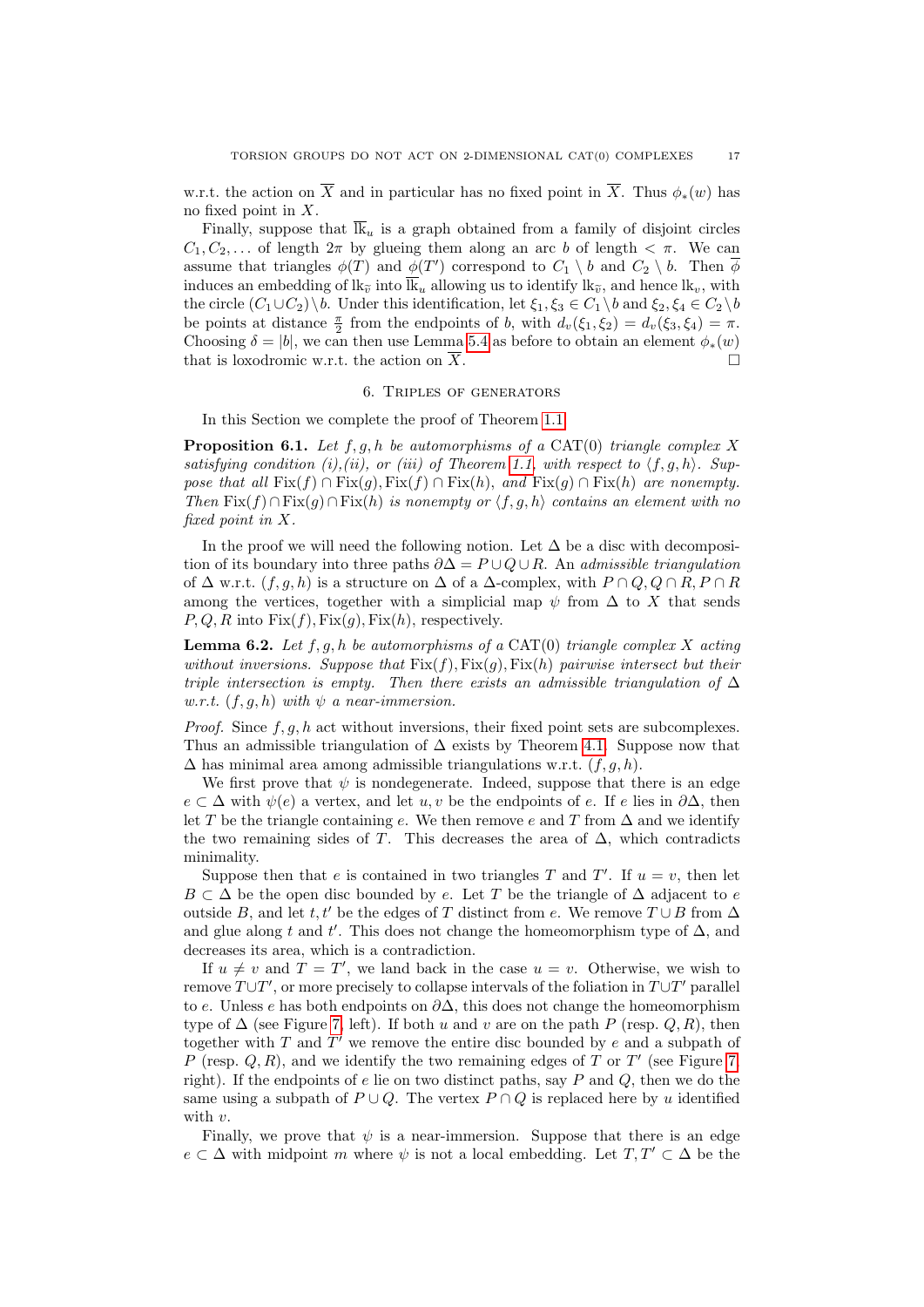w.r.t. the action on $\overline{X}$ and in particular has no fixed point in $\overline{X}$. Thus $\phi_*(w)$ has no fixed point in $X$.

Finally, suppose that $\overline{\mathrm{lk}}_u$ is a graph obtained from a family of disjoint circles $C_1, C_2, \ldots$ of length $2\pi$ by glueing them along an arc $b$ of length $< \pi$. We can assume that triangles $\phi(T)$ and $\phi(T')$ correspond to $C_1 \setminus b$ and $C_2 \setminus b$. Then $\overline{\phi}$ induces an embedding of $\mathrm{lk}_{\widetilde{v}}$ into $\overline{\mathrm{lk}}_u$ allowing us to identify $\mathrm{lk}_{\widetilde{v}}$, and hence $\mathrm{lk}_v$, with the circle $(C_1 \cup C_2) \setminus b$. Under this identification, let $\xi_1, \xi_3 \in C_1 \setminus b$ and $\xi_2, \xi_4 \in C_2 \setminus b$ be points at distance $\frac{\pi}{2}$ from the endpoints of $b$, with $d_v(\xi_1, \xi_2) = d_v(\xi_3, \xi_4) = \pi$. Choosing $\delta = |b|$, we can then use Lemma 5.4 as before to obtain an element $\phi_*(w)$ that is loxodromic w.r.t. the action on $\overline{X}$. $\square$

## 6. Triples of generators

In this Section we complete the proof of Theorem 1.1.

**Proposition 6.1.** *Let $f, g, h$ be automorphisms of a* $\mathrm{CAT}(0)$ *triangle complex $X$ satisfying condition (i),(ii), or (iii) of Theorem 1.1, with respect to $\langle f, g, h\rangle$. Suppose that all $\mathrm{Fix}(f) \cap \mathrm{Fix}(g), \mathrm{Fix}(f) \cap \mathrm{Fix}(h)$, and $\mathrm{Fix}(g) \cap \mathrm{Fix}(h)$ are nonempty. Then $\mathrm{Fix}(f) \cap \mathrm{Fix}(g) \cap \mathrm{Fix}(h)$ is nonempty or $\langle f, g, h\rangle$ contains an element with no fixed point in $X$.*

In the proof we will need the following notion. Let $\Delta$ be a disc with decomposition of its boundary into three paths $\partial\Delta = P \cup Q \cup R$. An *admissible triangulation* of $\Delta$ w.r.t. $(f, g, h)$ is a structure on $\Delta$ of a $\Delta$-complex, with $P \cap Q, Q \cap R, P \cap R$ among the vertices, together with a simplicial map $\psi$ from $\Delta$ to $X$ that sends $P, Q, R$ into $\mathrm{Fix}(f), \mathrm{Fix}(g), \mathrm{Fix}(h)$, respectively.

**Lemma 6.2.** *Let $f, g, h$ be automorphisms of a* $\mathrm{CAT}(0)$ *triangle complex $X$ acting without inversions. Suppose that $\mathrm{Fix}(f), \mathrm{Fix}(g), \mathrm{Fix}(h)$ pairwise intersect but their triple intersection is empty. Then there exists an admissible triangulation of $\Delta$ w.r.t. $(f, g, h)$ with $\psi$ a near-immersion.*

*Proof.* Since $f, g, h$ act without inversions, their fixed point sets are subcomplexes. Thus an admissible triangulation of $\Delta$ exists by Theorem 4.1. Suppose now that $\Delta$ has minimal area among admissible triangulations w.r.t. $(f, g, h)$.

We first prove that $\psi$ is nondegenerate. Indeed, suppose that there is an edge $e \subset \Delta$ with $\psi(e)$ a vertex, and let $u, v$ be the endpoints of $e$. If $e$ lies in $\partial\Delta$, then let $T$ be the triangle containing $e$. We then remove $e$ and $T$ from $\Delta$ and we identify the two remaining sides of $T$. This decreases the area of $\Delta$, which contradicts minimality.

Suppose then that $e$ is contained in two triangles $T$ and $T'$. If $u = v$, then let $B \subset \Delta$ be the open disc bounded by $e$. Let $T$ be the triangle of $\Delta$ adjacent to $e$ outside $B$, and let $t, t'$ be the edges of $T$ distinct from $e$. We remove $T \cup B$ from $\Delta$ and glue along $t$ and $t'$. This does not change the homeomorphism type of $\Delta$, and decreases its area, which is a contradiction.

If $u \neq v$ and $T = T'$, we land back in the case $u = v$. Otherwise, we wish to remove $T \cup T'$, or more precisely to collapse intervals of the foliation in $T \cup T'$ parallel to $e$. Unless $e$ has both endpoints on $\partial\Delta$, this does not change the homeomorphism type of $\Delta$ (see Figure 7, left). If both $u$ and $v$ are on the path $P$ (resp. $Q, R$), then together with $T$ and $T'$ we remove the entire disc bounded by $e$ and a subpath of $P$ (resp. $Q, R$), and we identify the two remaining edges of $T$ or $T'$ (see Figure 7, right). If the endpoints of $e$ lie on two distinct paths, say $P$ and $Q$, then we do the same using a subpath of $P \cup Q$. The vertex $P \cap Q$ is replaced here by $u$ identified with $v$.

Finally, we prove that $\psi$ is a near-immersion. Suppose that there is an edge $e \subset \Delta$ with midpoint $m$ where $\psi$ is not a local embedding. Let $T, T' \subset \Delta$ be the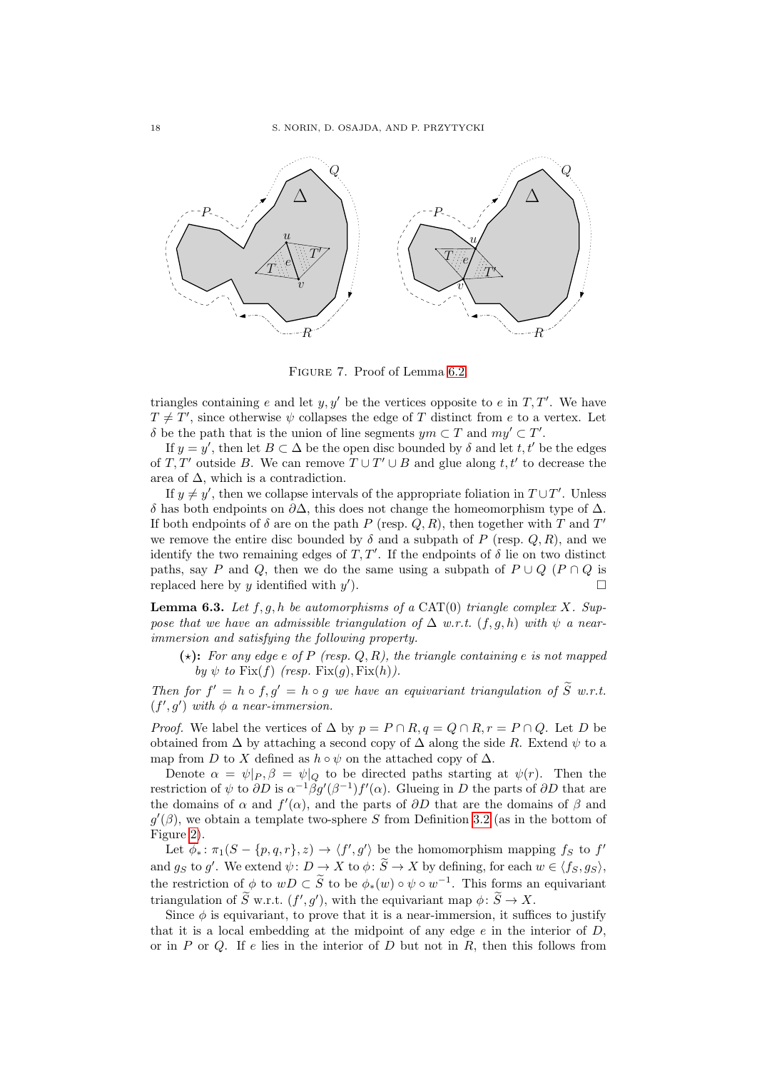FIGURE 7. Proof of Lemma 6.2

triangles containing $e$ and let $y, y'$ be the vertices opposite to $e$ in $T, T'$. We have $T \neq T'$, since otherwise $\psi$ collapses the edge of $T$ distinct from $e$ to a vertex. Let $\delta$ be the path that is the union of line segments $ym \subset T$ and $my' \subset T'$.

If $y = y'$, then let $B \subset \Delta$ be the open disc bounded by $\delta$ and let $t, t'$ be the edges of $T, T'$ outside $B$. We can remove $T \cup T' \cup B$ and glue along $t, t'$ to decrease the area of $\Delta$, which is a contradiction.

If $y \neq y'$, then we collapse intervals of the appropriate foliation in $T \cup T'$. Unless $\delta$ has both endpoints on $\partial\Delta$, this does not change the homeomorphism type of $\Delta$. If both endpoints of $\delta$ are on the path $P$ (resp. $Q, R$), then together with $T$ and $T'$ we remove the entire disc bounded by $\delta$ and a subpath of $P$ (resp. $Q, R$), and we identify the two remaining edges of $T, T'$. If the endpoints of $\delta$ lie on two distinct paths, say $P$ and $Q$, then we do the same using a subpath of $P \cup Q$ ($P \cap Q$ is replaced here by $y$ identified with $y'$). $\square$

**Lemma 6.3.** *Let $f, g, h$ be automorphisms of a $\mathrm{CAT}(0)$ triangle complex $X$. Suppose that we have an admissible triangulation of $\Delta$ w.r.t. $(f, g, h)$ with $\psi$ a near-immersion and satisfying the following property.*

- **($\star$):** *For any edge $e$ of $P$ (resp. $Q, R$), the triangle containing $e$ is not mapped by $\psi$ to $\mathrm{Fix}(f)$ (resp. $\mathrm{Fix}(g), \mathrm{Fix}(h)$).*

*Then for $f' = h \circ f, g' = h \circ g$ we have an equivariant triangulation of $\widetilde{S}$ w.r.t. $(f', g')$ with $\phi$ a near-immersion.*

*Proof.* We label the vertices of $\Delta$ by $p = P \cap R, q = Q \cap R, r = P \cap Q$. Let $D$ be obtained from $\Delta$ by attaching a second copy of $\Delta$ along the side $R$. Extend $\psi$ to a map from $D$ to $X$ defined as $h \circ \psi$ on the attached copy of $\Delta$.

Denote $\alpha = \psi|_P, \beta = \psi|_Q$ to be directed paths starting at $\psi(r)$. Then the restriction of $\psi$ to $\partial D$ is $\alpha^{-1}\beta g'(\beta^{-1})f'(\alpha)$. Glueing in $D$ the parts of $\partial D$ that are the domains of $\alpha$ and $f'(\alpha)$, and the parts of $\partial D$ that are the domains of $\beta$ and $g'(\beta)$, we obtain a template two-sphere $S$ from Definition 3.2 (as in the bottom of Figure 2).

Let $\phi_*\colon \pi_1(S - \{p, q, r\}, z) \to \langle f', g'\rangle$ be the homomorphism mapping $f_S$ to $f'$ and $g_S$ to $g'$. We extend $\psi\colon D \to X$ to $\phi\colon \widetilde{S} \to X$ by defining, for each $w \in \langle f_S, g_S\rangle$, the restriction of $\phi$ to $wD \subset \widetilde{S}$ to be $\phi_*(w) \circ \psi \circ w^{-1}$. This forms an equivariant triangulation of $\widetilde{S}$ w.r.t. $(f', g')$, with the equivariant map $\phi\colon \widetilde{S} \to X$.

Since $\phi$ is equivariant, to prove that it is a near-immersion, it suffices to justify that it is a local embedding at the midpoint of any edge $e$ in the interior of $D$, or in $P$ or $Q$. If $e$ lies in the interior of $D$ but not in $R$, then this follows from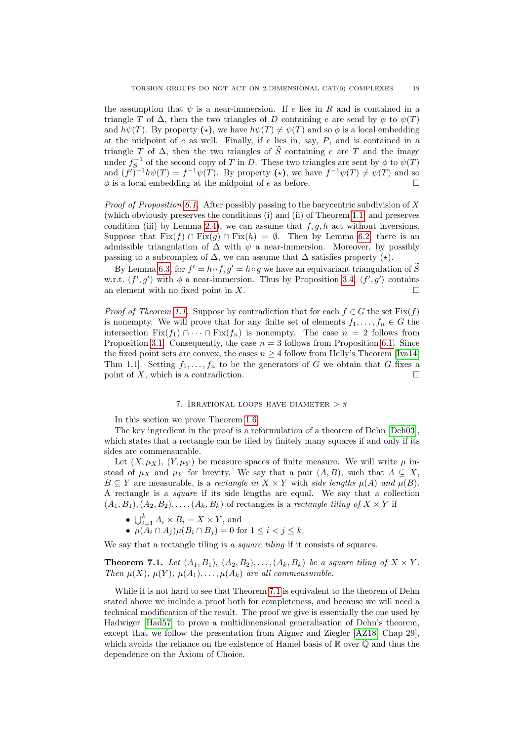the assumption that $\psi$ is a near-immersion. If $e$ lies in $R$ and is contained in a triangle $T$ of $\Delta$, then the two triangles of $D$ containing $e$ are send by $\phi$ to $\psi(T)$ and $h\psi(T)$. By property $(\star)$, we have $h\psi(T) \neq \psi(T)$ and so $\phi$ is a local embedding at the midpoint of $e$ as well. Finally, if $e$ lies in, say, $P$, and is contained in a triangle $T$ of $\Delta$, then the two triangles of $\widetilde{S}$ containing $e$ are $T$ and the image under $f_S^{-1}$ of the second copy of $T$ in $D$. These two triangles are sent by $\phi$ to $\psi(T)$ and $(f')^{-1}h\psi(T) = f^{-1}\psi(T)$. By property $(\star)$, we have $f^{-1}\psi(T) \neq \psi(T)$ and so $\phi$ is a local embedding at the midpoint of $e$ as before. □

*Proof of Proposition 6.1.* After possibly passing to the barycentric subdivision of $X$ (which obviously preserves the conditions (i) and (ii) of Theorem 1.1 and preserves condition (iii) by Lemma 2.4), we can assume that $f, g, h$ act without inversions. Suppose that $\mathrm{Fix}(f) \cap \mathrm{Fix}(g) \cap \mathrm{Fix}(h) = \emptyset$. Then by Lemma 6.2 there is an admissible triangulation of $\Delta$ with $\psi$ a near-immersion. Moreover, by possibly passing to a subcomplex of $\Delta$, we can assume that $\Delta$ satisfies property $(\star)$.

By Lemma 6.3, for $f' = h \circ f, g' = h \circ g$ we have an equivariant triangulation of $\widetilde{S}$ w.r.t. $(f', g')$ with $\phi$ a near-immersion. Thus by Proposition 3.4, $\langle f', g' \rangle$ contains an element with no fixed point in $X$. □

*Proof of Theorem 1.1.* Suppose by contradiction that for each $f \in G$ the set $\mathrm{Fix}(f)$ is nonempty. We will prove that for any finite set of elements $f_1, \ldots, f_n \in G$ the intersection $\mathrm{Fix}(f_1) \cap \cdots \cap \mathrm{Fix}(f_n)$ is nonempty. The case $n = 2$ follows from Proposition 3.1. Consequently, the case $n = 3$ follows from Proposition 6.1. Since the fixed point sets are convex, the cases $n \geq 4$ follow from Helly's Theorem [Iva14, Thm 1.1]. Setting $f_1, \ldots, f_n$ to be the generators of $G$ we obtain that $G$ fixes a point of $X$, which is a contradiction. □

## 7. Irrational loops have diameter $> \pi$

In this section we prove Theorem 1.6.

The key ingredient in the proof is a reformulation of a theorem of Dehn [Deh03], which states that a rectangle can be tiled by finitely many squares if and only if its sides are commensurable.

Let $(X, \mu_X)$, $(Y, \mu_Y)$ be measure spaces of finite measure. We will write $\mu$ instead of $\mu_X$ and $\mu_Y$ for brevity. We say that a pair $(A, B)$, such that $A \subseteq X$, $B \subseteq Y$ are measurable, is a *rectangle in* $X \times Y$ with *side lengths* $\mu(A)$ *and* $\mu(B)$. A rectangle is a *square* if its side lengths are equal. We say that a collection $(A_1, B_1), (A_2, B_2), \ldots, (A_k, B_k)$ of rectangles is a *rectangle tiling of* $X \times Y$ if

- $\bigcup_{i=1}^{k} A_i \times B_i = X \times Y$, and
- $\mu(A_i \cap A_j)\mu(B_i \cap B_j) = 0$ for $1 \leq i < j \leq k$.

We say that a rectangle tiling is *a square tiling* if it consists of squares.

**Theorem 7.1.** *Let $(A_1, B_1)$, $(A_2, B_2), \ldots, (A_k, B_k)$ be a square tiling of $X \times Y$. Then $\mu(X)$, $\mu(Y)$, $\mu(A_1), \ldots, \mu(A_k)$ are all commensurable.*

While it is not hard to see that Theorem 7.1 is equivalent to the theorem of Dehn stated above we include a proof both for completeness, and because we will need a technical modification of the result. The proof we give is essentially the one used by Hadwiger [Had57] to prove a multidimensional generalisation of Dehn's theorem, except that we follow the presentation from Aigner and Ziegler [AZ18, Chap 29], which avoids the reliance on the existence of Hamel basis of $\mathbb{R}$ over $\mathbb{Q}$ and thus the dependence on the Axiom of Choice.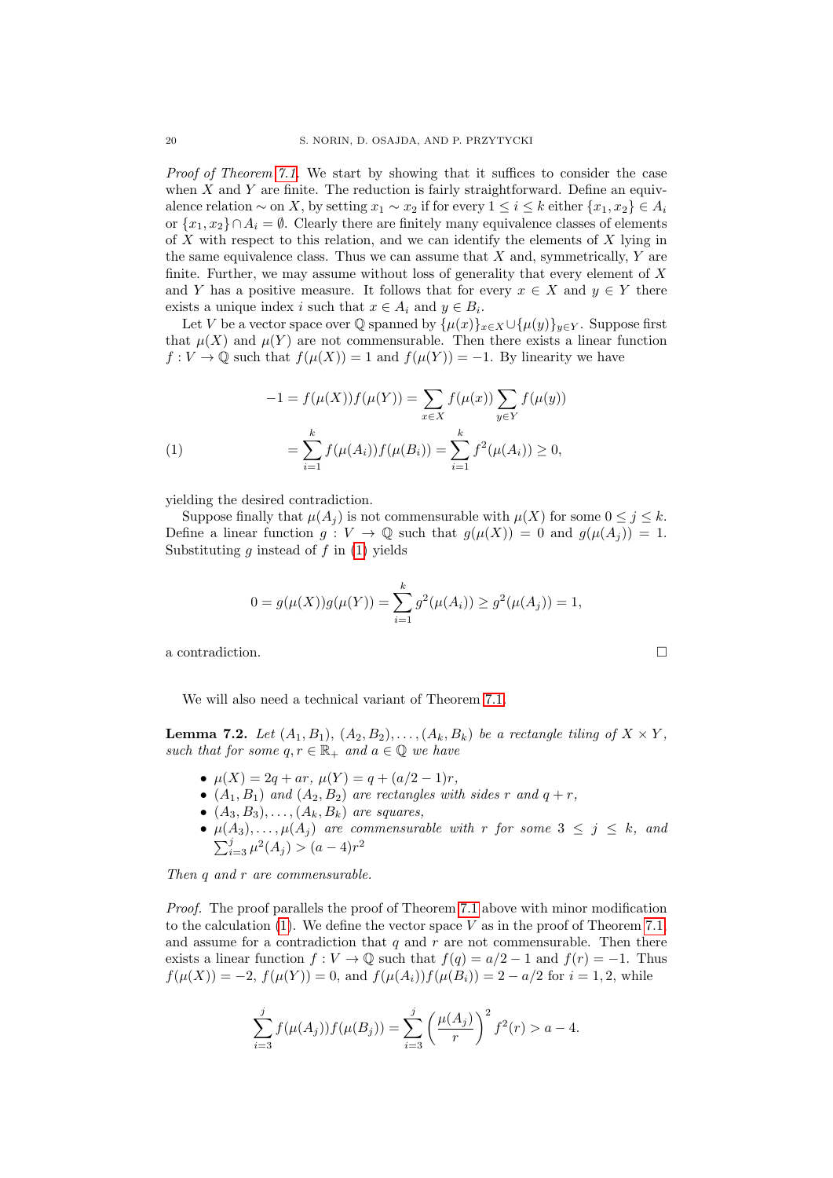*Proof of Theorem 7.1.* We start by showing that it suffices to consider the case when $X$ and $Y$ are finite. The reduction is fairly straightforward. Define an equivalence relation $\sim$ on $X$, by setting $x_1 \sim x_2$ if for every $1 \le i \le k$ either $\{x_1, x_2\} \in A_i$ or $\{x_1, x_2\} \cap A_i = \emptyset$. Clearly there are finitely many equivalence classes of elements of $X$ with respect to this relation, and we can identify the elements of $X$ lying in the same equivalence class. Thus we can assume that $X$ and, symmetrically, $Y$ are finite. Further, we may assume without loss of generality that every element of $X$ and $Y$ has a positive measure. It follows that for every $x \in X$ and $y \in Y$ there exists a unique index $i$ such that $x \in A_i$ and $y \in B_i$.

Let $V$ be a vector space over $\mathbb{Q}$ spanned by $\{\mu(x)\}_{x\in X} \cup \{\mu(y)\}_{y\in Y}$. Suppose first that $\mu(X)$ and $\mu(Y)$ are not commensurable. Then there exists a linear function $f : V \to \mathbb{Q}$ such that $f(\mu(X)) = 1$ and $f(\mu(Y)) = -1$. By linearity we have

$$
\begin{aligned}
-1 = f(\mu(X))f(\mu(Y)) &= \sum_{x\in X} f(\mu(x)) \sum_{y\in Y} f(\mu(y)) \\
&= \sum_{i=1}^{k} f(\mu(A_i))f(\mu(B_i)) = \sum_{i=1}^{k} f^2(\mu(A_i)) \ge 0, \qquad (1)
\end{aligned}
$$

yielding the desired contradiction.

Suppose finally that $\mu(A_j)$ is not commensurable with $\mu(X)$ for some $0 \le j \le k$. Define a linear function $g : V \to \mathbb{Q}$ such that $g(\mu(X)) = 0$ and $g(\mu(A_j)) = 1$. Substituting $g$ instead of $f$ in (1) yields

$$
0 = g(\mu(X))g(\mu(Y)) = \sum_{i=1}^{k} g^2(\mu(A_i)) \ge g^2(\mu(A_j)) = 1,
$$

a contradiction. $\square$

We will also need a technical variant of Theorem 7.1.

**Lemma 7.2.** *Let $(A_1, B_1)$, $(A_2, B_2), \ldots, (A_k, B_k)$ be a rectangle tiling of $X \times Y$, such that for some $q, r \in \mathbb{R}_+$ and $a \in \mathbb{Q}$ we have*

- *$\mu(X) = 2q + ar$, $\mu(Y) = q + (a/2 - 1)r$,*
- *$(A_1, B_1)$ and $(A_2, B_2)$ are rectangles with sides $r$ and $q + r$,*
- *$(A_3, B_3), \ldots, (A_k, B_k)$ are squares,*
- *$\mu(A_3), \ldots, \mu(A_j)$ are commensurable with $r$ for some $3 \le j \le k$, and $\sum_{i=3}^{j} \mu^2(A_j) > (a-4)r^2$*

*Then $q$ and $r$ are commensurable.*

*Proof.* The proof parallels the proof of Theorem 7.1 above with minor modification to the calculation (1). We define the vector space $V$ as in the proof of Theorem 7.1 and assume for a contradiction that $q$ and $r$ are not commensurable. Then there exists a linear function $f : V \to \mathbb{Q}$ such that $f(q) = a/2 - 1$ and $f(r) = -1$. Thus $f(\mu(X)) = -2$, $f(\mu(Y)) = 0$, and $f(\mu(A_i))f(\mu(B_i)) = 2 - a/2$ for $i = 1, 2$, while

$$
\sum_{i=3}^{j} f(\mu(A_j))f(\mu(B_j)) = \sum_{i=3}^{j} \left(\frac{\mu(A_j)}{r}\right)^2 f^2(r) > a - 4.
$$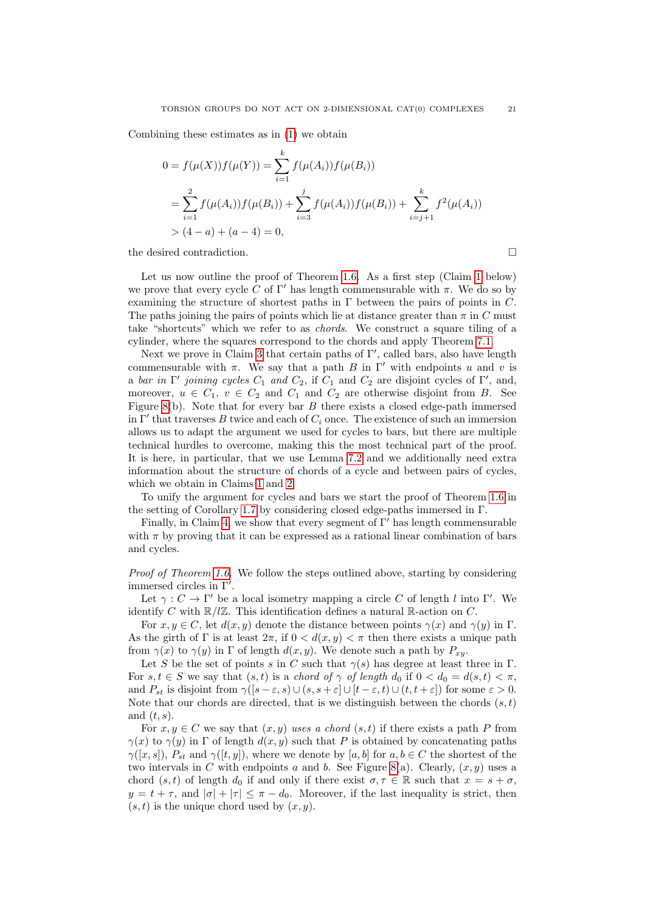Combining these estimates as in (1) we obtain

$$
\begin{aligned}
0 = f(\mu(X))f(\mu(Y)) &= \sum_{i=1}^{k} f(\mu(A_i))f(\mu(B_i)) \\
&= \sum_{i=1}^{2} f(\mu(A_i))f(\mu(B_i)) + \sum_{i=3}^{j} f(\mu(A_i))f(\mu(B_i)) + \sum_{i=j+1}^{k} f^2(\mu(A_i)) \\
&> (4-a) + (a-4) = 0,
\end{aligned}
$$

the desired contradiction. □

Let us now outline the proof of Theorem 1.6. As a first step (Claim 1 below) we prove that every cycle $C$ of $\Gamma'$ has length commensurable with $\pi$. We do so by examining the structure of shortest paths in $\Gamma$ between the pairs of points in $C$. The paths joining the pairs of points which lie at distance greater than $\pi$ in $C$ must take "shortcuts" which we refer to as *chords*. We construct a square tiling of a cylinder, where the squares correspond to the chords and apply Theorem 7.1.

Next we prove in Claim 3 that certain paths of $\Gamma'$, called bars, also have length commensurable with $\pi$. We say that a path $B$ in $\Gamma'$ with endpoints $u$ and $v$ is a *bar in $\Gamma'$ joining cycles $C_1$ and $C_2$*, if $C_1$ and $C_2$ are disjoint cycles of $\Gamma'$, and, moreover, $u \in C_1$, $v \in C_2$ and $C_1$ and $C_2$ are otherwise disjoint from $B$. See Figure 8(b). Note that for every bar $B$ there exists a closed edge-path immersed in $\Gamma'$ that traverses $B$ twice and each of $C_i$ once. The existence of such an immersion allows us to adapt the argument we used for cycles to bars, but there are multiple technical hurdles to overcome, making this the most technical part of the proof. It is here, in particular, that we use Lemma 7.2 and we additionally need extra information about the structure of chords of a cycle and between pairs of cycles, which we obtain in Claims 1 and 2.

To unify the argument for cycles and bars we start the proof of Theorem 1.6 in the setting of Corollary 1.7 by considering closed edge-paths immersed in $\Gamma$.

Finally, in Claim 4, we show that every segment of $\Gamma'$ has length commensurable with $\pi$ by proving that it can be expressed as a rational linear combination of bars and cycles.

*Proof of Theorem 1.6.* We follow the steps outlined above, starting by considering immersed circles in $\Gamma'$.

Let $\gamma : C \to \Gamma'$ be a local isometry mapping a circle $C$ of length $l$ into $\Gamma'$. We identify $C$ with $\mathbb{R}/l\mathbb{Z}$. This identification defines a natural $\mathbb{R}$-action on $C$.

For $x, y \in C$, let $d(x, y)$ denote the distance between points $\gamma(x)$ and $\gamma(y)$ in $\Gamma$. As the girth of $\Gamma$ is at least $2\pi$, if $0 < d(x, y) < \pi$ then there exists a unique path from $\gamma(x)$ to $\gamma(y)$ in $\Gamma$ of length $d(x, y)$. We denote such a path by $P_{xy}$.

Let $S$ be the set of points $s$ in $C$ such that $\gamma(s)$ has degree at least three in $\Gamma$. For $s, t \in S$ we say that $(s, t)$ is a *chord of $\gamma$ of length $d_0$* if $0 < d_0 = d(s, t) < \pi$, and $P_{st}$ is disjoint from $\gamma([s-\varepsilon, s) \cup (s, s+\varepsilon] \cup [t-\varepsilon, t) \cup (t, t+\varepsilon])$ for some $\varepsilon > 0$. Note that our chords are directed, that is we distinguish between the chords $(s, t)$ and $(t, s)$.

For $x, y \in C$ we say that $(x, y)$ *uses a chord* $(s, t)$ if there exists a path $P$ from $\gamma(x)$ to $\gamma(y)$ in $\Gamma$ of length $d(x, y)$ such that $P$ is obtained by concatenating paths $\gamma([x, s])$, $P_{st}$ and $\gamma([t, y])$, where we denote by $[a, b]$ for $a, b \in C$ the shortest of the two intervals in $C$ with endpoints $a$ and $b$. See Figure 8(a). Clearly, $(x, y)$ uses a chord $(s, t)$ of length $d_0$ if and only if there exist $\sigma, \tau \in \mathbb{R}$ such that $x = s + \sigma$, $y = t + \tau$, and $|\sigma| + |\tau| \le \pi - d_0$. Moreover, if the last inequality is strict, then $(s, t)$ is the unique chord used by $(x, y)$.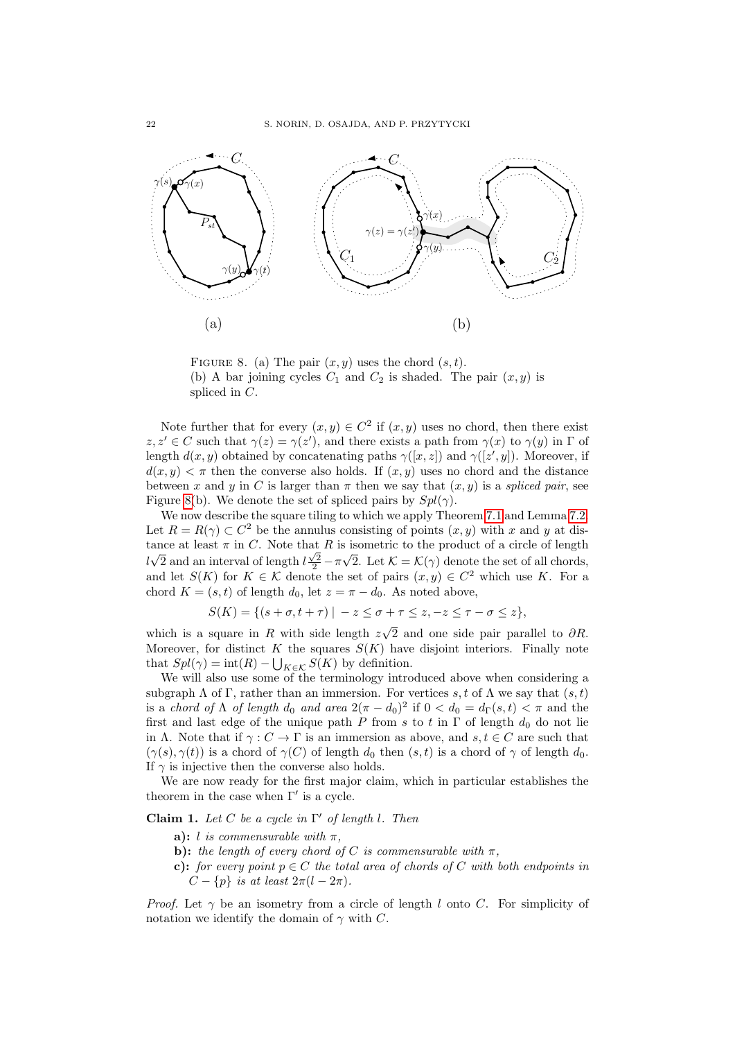FIGURE 8. (a) The pair $(x, y)$ uses the chord $(s, t)$.
(b) A bar joining cycles $C_1$ and $C_2$ is shaded. The pair $(x, y)$ is spliced in $C$.

Note further that for every $(x, y) \in C^2$ if $(x, y)$ uses no chord, then there exist $z, z' \in C$ such that $\gamma(z) = \gamma(z')$, and there exists a path from $\gamma(x)$ to $\gamma(y)$ in $\Gamma$ of length $d(x, y)$ obtained by concatenating paths $\gamma([x, z])$ and $\gamma([z', y])$. Moreover, if $d(x, y) < \pi$ then the converse also holds. If $(x, y)$ uses no chord and the distance between $x$ and $y$ in $C$ is larger than $\pi$ then we say that $(x, y)$ is a *spliced pair*, see Figure 8(b). We denote the set of spliced pairs by $Spl(\gamma)$.

We now describe the square tiling to which we apply Theorem 7.1 and Lemma 7.2. Let $R = R(\gamma) \subset C^2$ be the annulus consisting of points $(x, y)$ with $x$ and $y$ at distance at least $\pi$ in $C$. Note that $R$ is isometric to the product of a circle of length $l\sqrt{2}$ and an interval of length $l\frac{\sqrt{2}}{2} - \pi\sqrt{2}$. Let $\mathcal{K} = \mathcal{K}(\gamma)$ denote the set of all chords, and let $S(K)$ for $K \in \mathcal{K}$ denote the set of pairs $(x, y) \in C^2$ which use $K$. For a chord $K = (s, t)$ of length $d_0$, let $z = \pi - d_0$. As noted above,

$$S(K) = \{(s + \sigma, t + \tau) \mid -z \le \sigma + \tau \le z, -z \le \tau - \sigma \le z\},$$

which is a square in $R$ with side length $z\sqrt{2}$ and one side pair parallel to $\partial R$. Moreover, for distinct $K$ the squares $S(K)$ have disjoint interiors. Finally note that $Spl(\gamma) = \mathrm{int}(R) - \bigcup_{K \in \mathcal{K}} S(K)$ by definition.

We will also use some of the terminology introduced above when considering a subgraph $\Lambda$ of $\Gamma$, rather than an immersion. For vertices $s, t$ of $\Lambda$ we say that $(s, t)$ is a *chord of* $\Lambda$ *of length* $d_0$ *and area* $2(\pi - d_0)^2$ if $0 < d_0 = d_\Gamma(s, t) < \pi$ and the first and last edge of the unique path $P$ from $s$ to $t$ in $\Gamma$ of length $d_0$ do not lie in $\Lambda$. Note that if $\gamma : C \to \Gamma$ is an immersion as above, and $s, t \in C$ are such that $(\gamma(s), \gamma(t))$ is a chord of $\gamma(C)$ of length $d_0$ then $(s, t)$ is a chord of $\gamma$ of length $d_0$. If $\gamma$ is injective then the converse also holds.

We are now ready for the first major claim, which in particular establishes the theorem in the case when $\Gamma'$ is a cycle.

**Claim 1.** *Let $C$ be a cycle in $\Gamma'$ of length $l$. Then*

- **a):** *$l$ is commensurable with $\pi$,*
- **b):** *the length of every chord of $C$ is commensurable with $\pi$,*
- **c):** *for every point $p \in C$ the total area of chords of $C$ with both endpoints in $C - \{p\}$ is at least $2\pi(l - 2\pi)$.*

*Proof.* Let $\gamma$ be an isometry from a circle of length $l$ onto $C$. For simplicity of notation we identify the domain of $\gamma$ with $C$.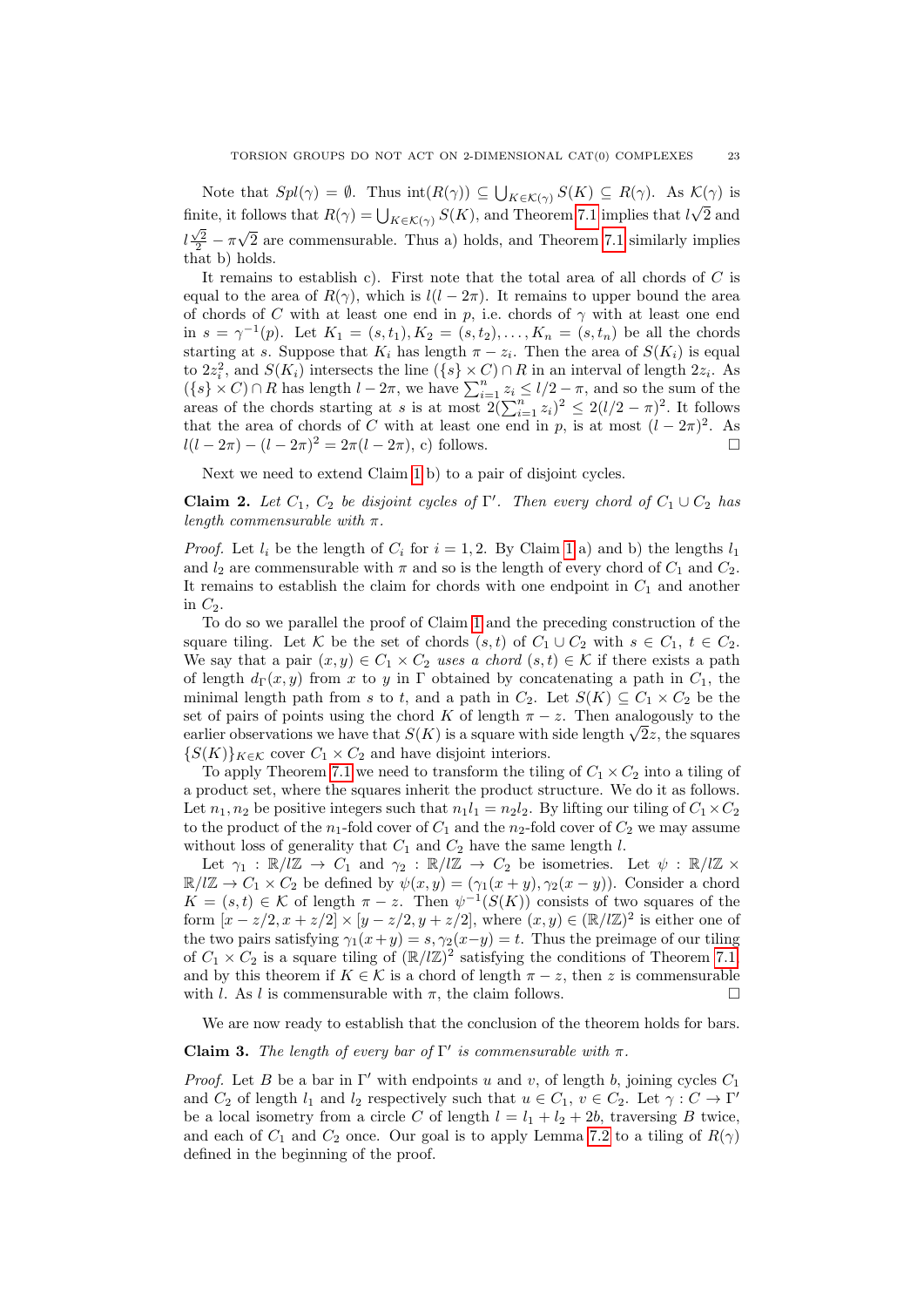Note that $Spl(\gamma) = \emptyset$. Thus $\mathrm{int}(R(\gamma)) \subseteq \bigcup_{K \in \mathcal{K}(\gamma)} S(K) \subseteq R(\gamma)$. As $\mathcal{K}(\gamma)$ is finite, it follows that $R(\gamma) = \bigcup_{K \in \mathcal{K}(\gamma)} S(K)$, and Theorem 7.1 implies that $l\sqrt{2}$ and $l\frac{\sqrt{2}}{2} - \pi\sqrt{2}$ are commensurable. Thus a) holds, and Theorem 7.1 similarly implies that b) holds.

It remains to establish c). First note that the total area of all chords of $C$ is equal to the area of $R(\gamma)$, which is $l(l-2\pi)$. It remains to upper bound the area of chords of $C$ with at least one end in $p$, i.e. chords of $\gamma$ with at least one end in $s = \gamma^{-1}(p)$. Let $K_1 = (s,t_1), K_2 = (s,t_2), \ldots, K_n = (s,t_n)$ be all the chords starting at $s$. Suppose that $K_i$ has length $\pi - z_i$. Then the area of $S(K_i)$ is equal to $2z_i^2$, and $S(K_i)$ intersects the line $(\{s\} \times C) \cap R$ in an interval of length $2z_i$. As $(\{s\} \times C) \cap R$ has length $l - 2\pi$, we have $\sum_{i=1}^n z_i \leq l/2 - \pi$, and so the sum of the areas of the chords starting at $s$ is at most $2(\sum_{i=1}^n z_i)^2 \leq 2(l/2-\pi)^2$. It follows that the area of chords of $C$ with at least one end in $p$, is at most $(l-2\pi)^2$. As $l(l-2\pi) - (l-2\pi)^2 = 2\pi(l-2\pi)$, c) follows. $\square$

Next we need to extend Claim 1 b) to a pair of disjoint cycles.

**Claim 2.** *Let $C_1$, $C_2$ be disjoint cycles of $\Gamma'$. Then every chord of $C_1 \cup C_2$ has length commensurable with $\pi$.*

*Proof.* Let $l_i$ be the length of $C_i$ for $i = 1,2$. By Claim 1 a) and b) the lengths $l_1$ and $l_2$ are commensurable with $\pi$ and so is the length of every chord of $C_1$ and $C_2$. It remains to establish the claim for chords with one endpoint in $C_1$ and another in $C_2$.

To do so we parallel the proof of Claim 1 and the preceding construction of the square tiling. Let $\mathcal{K}$ be the set of chords $(s,t)$ of $C_1 \cup C_2$ with $s \in C_1$, $t \in C_2$. We say that a pair $(x,y) \in C_1 \times C_2$ *uses a chord* $(s,t) \in \mathcal{K}$ if there exists a path of length $d_\Gamma(x,y)$ from $x$ to $y$ in $\Gamma$ obtained by concatenating a path in $C_1$, the minimal length path from $s$ to $t$, and a path in $C_2$. Let $S(K) \subseteq C_1 \times C_2$ be the set of pairs of points using the chord $K$ of length $\pi - z$. Then analogously to the earlier observations we have that $S(K)$ is a square with side length $\sqrt{2}z$, the squares $\{S(K)\}_{K \in \mathcal{K}}$ cover $C_1 \times C_2$ and have disjoint interiors.

To apply Theorem 7.1 we need to transform the tiling of $C_1 \times C_2$ into a tiling of a product set, where the squares inherit the product structure. We do it as follows. Let $n_1, n_2$ be positive integers such that $n_1 l_1 = n_2 l_2$. By lifting our tiling of $C_1 \times C_2$ to the product of the $n_1$-fold cover of $C_1$ and the $n_2$-fold cover of $C_2$ we may assume without loss of generality that $C_1$ and $C_2$ have the same length $l$.

Let $\gamma_1 : \mathbb{R}/l\mathbb{Z} \to C_1$ and $\gamma_2 : \mathbb{R}/l\mathbb{Z} \to C_2$ be isometries. Let $\psi : \mathbb{R}/l\mathbb{Z} \times \mathbb{R}/l\mathbb{Z} \to C_1 \times C_2$ be defined by $\psi(x,y) = (\gamma_1(x+y), \gamma_2(x-y))$. Consider a chord $K = (s,t) \in \mathcal{K}$ of length $\pi - z$. Then $\psi^{-1}(S(K))$ consists of two squares of the form $[x - z/2, x + z/2] \times [y - z/2, y + z/2]$, where $(x,y) \in (\mathbb{R}/l\mathbb{Z})^2$ is either one of the two pairs satisfying $\gamma_1(x+y) = s, \gamma_2(x-y) = t$. Thus the preimage of our tiling of $C_1 \times C_2$ is a square tiling of $(\mathbb{R}/l\mathbb{Z})^2$ satisfying the conditions of Theorem 7.1, and by this theorem if $K \in \mathcal{K}$ is a chord of length $\pi - z$, then $z$ is commensurable with $l$. As $l$ is commensurable with $\pi$, the claim follows. $\square$

We are now ready to establish that the conclusion of the theorem holds for bars.

**Claim 3.** *The length of every bar of $\Gamma'$ is commensurable with $\pi$.*

*Proof.* Let $B$ be a bar in $\Gamma'$ with endpoints $u$ and $v$, of length $b$, joining cycles $C_1$ and $C_2$ of length $l_1$ and $l_2$ respectively such that $u \in C_1$, $v \in C_2$. Let $\gamma : C \to \Gamma'$ be a local isometry from a circle $C$ of length $l = l_1 + l_2 + 2b$, traversing $B$ twice, and each of $C_1$ and $C_2$ once. Our goal is to apply Lemma 7.2 to a tiling of $R(\gamma)$ defined in the beginning of the proof.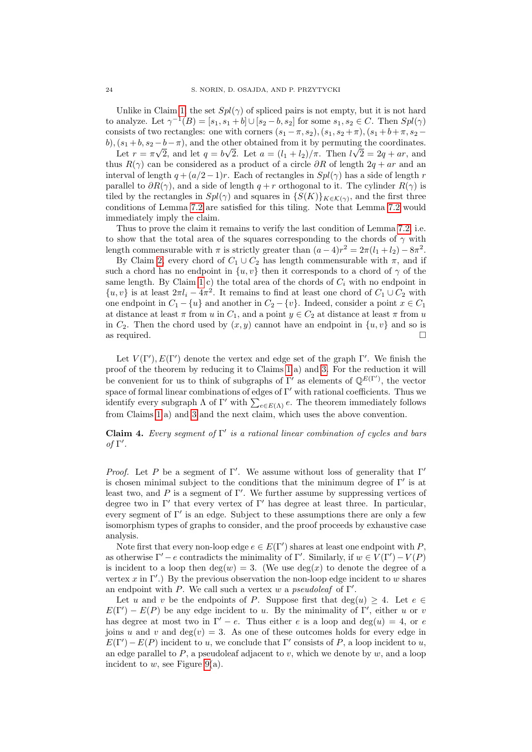Unlike in Claim 1, the set $Spl(\gamma)$ of spliced pairs is not empty, but it is not hard to analyze. Let $\gamma^{-1}(B) = [s_1, s_1+b] \cup [s_2-b, s_2]$ for some $s_1, s_2 \in C$. Then $Spl(\gamma)$ consists of two rectangles: one with corners $(s_1-\pi, s_2), (s_1, s_2+\pi), (s_1+b+\pi, s_2-b), (s_1+b, s_2-b-\pi)$, and the other obtained from it by permuting the coordinates.

Let $r = \pi\sqrt{2}$, and let $q = b\sqrt{2}$. Let $a = (l_1+l_2)/\pi$. Then $l\sqrt{2} = 2q + ar$, and thus $R(\gamma)$ can be considered as a product of a circle $\partial R$ of length $2q + ar$ and an interval of length $q + (a/2-1)r$. Each of rectangles in $Spl(\gamma)$ has a side of length $r$ parallel to $\partial R(\gamma)$, and a side of length $q + r$ orthogonal to it. The cylinder $R(\gamma)$ is tiled by the rectangles in $Spl(\gamma)$ and squares in $\{S(K)\}_{K \in \mathcal{K}(\gamma)}$, and the first three conditions of Lemma 7.2 are satisfied for this tiling. Note that Lemma 7.2 would immediately imply the claim.

Thus to prove the claim it remains to verify the last condition of Lemma 7.2, i.e. to show that the total area of the squares corresponding to the chords of $\gamma$ with length commensurable with $\pi$ is strictly greater than $(a-4)r^2 = 2\pi(l_1+l_2) - 8\pi^2$.

By Claim 2, every chord of $C_1 \cup C_2$ has length commensurable with $\pi$, and if such a chord has no endpoint in $\{u, v\}$ then it corresponds to a chord of $\gamma$ of the same length. By Claim 1 c) the total area of the chords of $C_i$ with no endpoint in $\{u, v\}$ is at least $2\pi l_i - 4\pi^2$. It remains to find at least one chord of $C_1 \cup C_2$ with one endpoint in $C_1 - \{u\}$ and another in $C_2 - \{v\}$. Indeed, consider a point $x \in C_1$ at distance at least $\pi$ from $u$ in $C_1$, and a point $y \in C_2$ at distance at least $\pi$ from $u$ in $C_2$. Then the chord used by $(x, y)$ cannot have an endpoint in $\{u, v\}$ and so is as required. $\square$

Let $V(\Gamma'), E(\Gamma')$ denote the vertex and edge set of the graph $\Gamma'$. We finish the proof of the theorem by reducing it to Claims 1 a) and 3. For the reduction it will be convenient for us to think of subgraphs of $\Gamma'$ as elements of $\mathbb{Q}^{E(\Gamma')}$, the vector space of formal linear combinations of edges of $\Gamma'$ with rational coefficients. Thus we identify every subgraph $\Lambda$ of $\Gamma'$ with $\sum_{e \in E(\Lambda)} e$. The theorem immediately follows from Claims 1 a) and 3 and the next claim, which uses the above convention.

**Claim 4.** *Every segment of $\Gamma'$ is a rational linear combination of cycles and bars of $\Gamma'$.*

*Proof.* Let $P$ be a segment of $\Gamma'$. We assume without loss of generality that $\Gamma'$ is chosen minimal subject to the conditions that the minimum degree of $\Gamma'$ is at least two, and $P$ is a segment of $\Gamma'$. We further assume by suppressing vertices of degree two in $\Gamma'$ that every vertex of $\Gamma'$ has degree at least three. In particular, every segment of $\Gamma'$ is an edge. Subject to these assumptions there are only a few isomorphism types of graphs to consider, and the proof proceeds by exhaustive case analysis.

Note first that every non-loop edge $e \in E(\Gamma')$ shares at least one endpoint with $P$, as otherwise $\Gamma' - e$ contradicts the minimality of $\Gamma'$. Similarly, if $w \in V(\Gamma') - V(P)$ is incident to a loop then $\deg(w) = 3$. (We use $\deg(x)$ to denote the degree of a vertex $x$ in $\Gamma'$.) By the previous observation the non-loop edge incident to $w$ shares an endpoint with $P$. We call such a vertex $w$ a *pseudoleaf* of $\Gamma'$.

Let $u$ and $v$ be the endpoints of $P$. Suppose first that $\deg(u) \geq 4$. Let $e \in E(\Gamma') - E(P)$ be any edge incident to $u$. By the minimality of $\Gamma'$, either $u$ or $v$ has degree at most two in $\Gamma' - e$. Thus either $e$ is a loop and $\deg(u) = 4$, or $e$ joins $u$ and $v$ and $\deg(v) = 3$. As one of these outcomes holds for every edge in $E(\Gamma') - E(P)$ incident to $u$, we conclude that $\Gamma'$ consists of $P$, a loop incident to $u$, an edge parallel to $P$, a pseudoleaf adjacent to $v$, which we denote by $w$, and a loop incident to $w$, see Figure 9(a).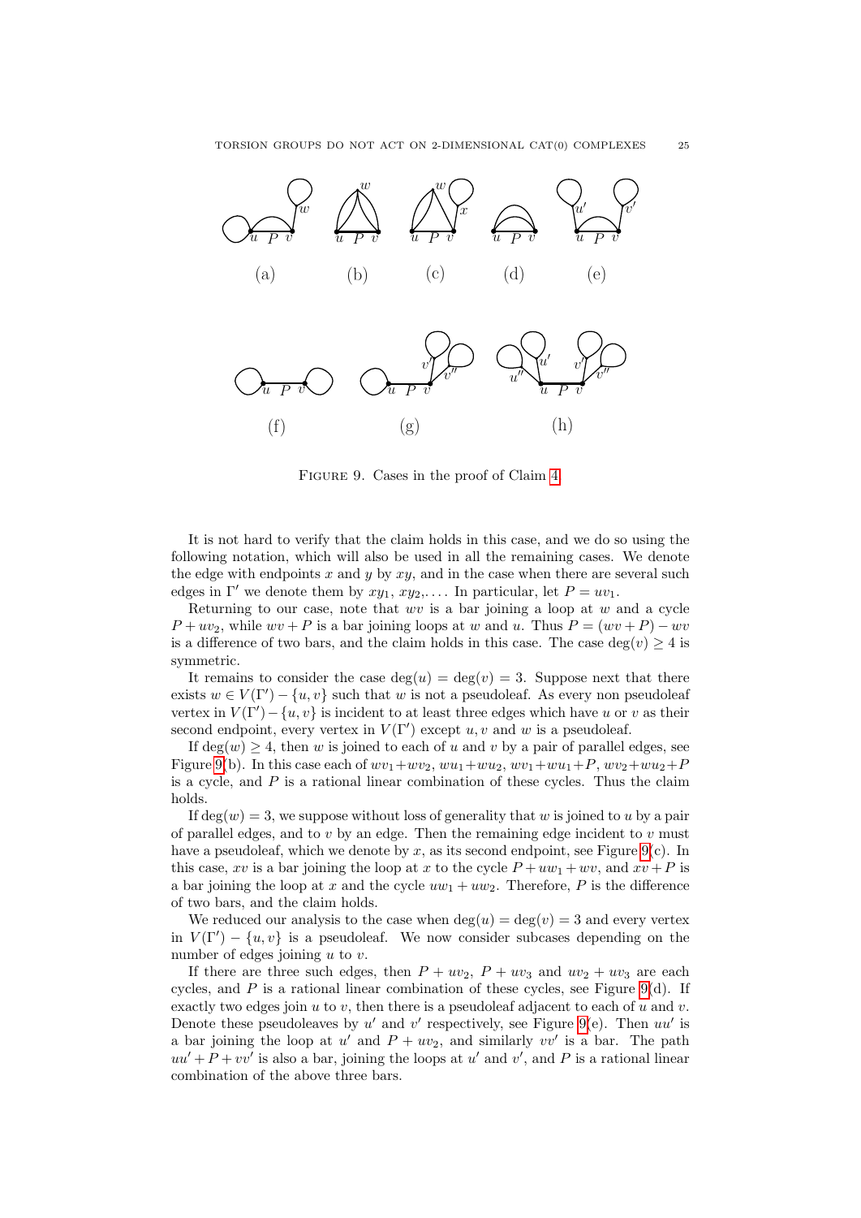Figure 9. Cases in the proof of Claim 4.

It is not hard to verify that the claim holds in this case, and we do so using the following notation, which will also be used in all the remaining cases. We denote the edge with endpoints $x$ and $y$ by $xy$, and in the case when there are several such edges in $\Gamma'$ we denote them by $xy_1$, $xy_2$,.... In particular, let $P = uv_1$.

Returning to our case, note that $wv$ is a bar joining a loop at $w$ and a cycle $P + uv_2$, while $wv + P$ is a bar joining loops at $w$ and $u$. Thus $P = (wv + P) - wv$ is a difference of two bars, and the claim holds in this case. The case $\deg(v) \geq 4$ is symmetric.

It remains to consider the case $\deg(u) = \deg(v) = 3$. Suppose next that there exists $w \in V(\Gamma') - \{u, v\}$ such that $w$ is not a pseudoleaf. As every non pseudoleaf vertex in $V(\Gamma') - \{u, v\}$ is incident to at least three edges which have $u$ or $v$ as their second endpoint, every vertex in $V(\Gamma')$ except $u, v$ and $w$ is a pseudoleaf.

If $\deg(w) \geq 4$, then $w$ is joined to each of $u$ and $v$ by a pair of parallel edges, see Figure 9(b). In this case each of $wv_1 + wv_2$, $wu_1 + wu_2$, $wv_1 + wu_1 + P$, $wv_2 + wu_2 + P$ is a cycle, and $P$ is a rational linear combination of these cycles. Thus the claim holds.

If $\deg(w) = 3$, we suppose without loss of generality that $w$ is joined to $u$ by a pair of parallel edges, and to $v$ by an edge. Then the remaining edge incident to $v$ must have a pseudoleaf, which we denote by $x$, as its second endpoint, see Figure 9(c). In this case, $xv$ is a bar joining the loop at $x$ to the cycle $P + uw_1 + wv$, and $xv + P$ is a bar joining the loop at $x$ and the cycle $uw_1 + uw_2$. Therefore, $P$ is the difference of two bars, and the claim holds.

We reduced our analysis to the case when $\deg(u) = \deg(v) = 3$ and every vertex in $V(\Gamma') - \{u, v\}$ is a pseudoleaf. We now consider subcases depending on the number of edges joining $u$ to $v$.

If there are three such edges, then $P + uv_2$, $P + uv_3$ and $uv_2 + uv_3$ are each cycles, and $P$ is a rational linear combination of these cycles, see Figure 9(d). If exactly two edges join $u$ to $v$, then there is a pseudoleaf adjacent to each of $u$ and $v$. Denote these pseudoleaves by $u'$ and $v'$ respectively, see Figure 9(e). Then $uu'$ is a bar joining the loop at $u'$ and $P + uv_2$, and similarly $vv'$ is a bar. The path $uu' + P + vv'$ is also a bar, joining the loops at $u'$ and $v'$, and $P$ is a rational linear combination of the above three bars.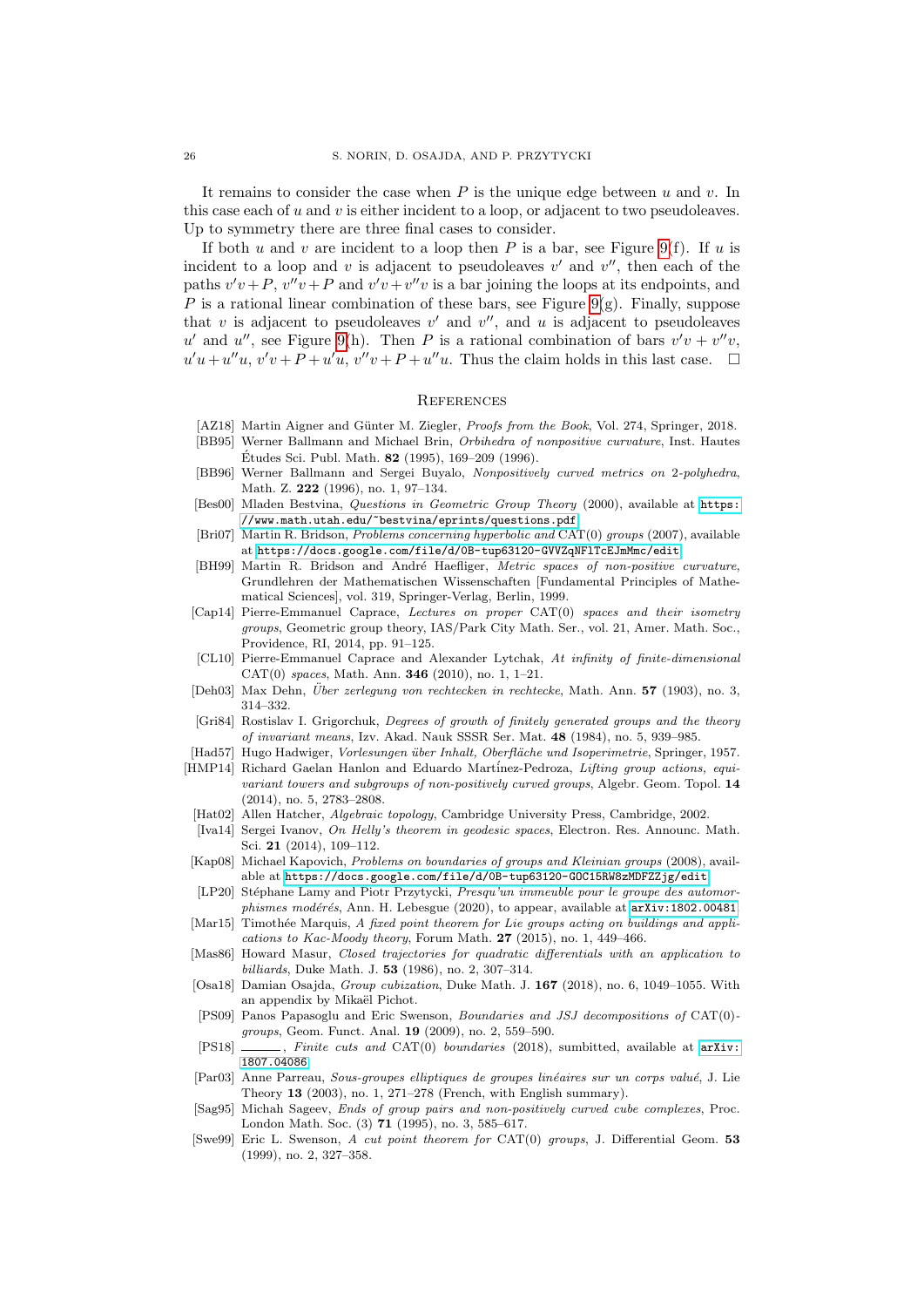It remains to consider the case when $P$ is the unique edge between $u$ and $v$. In this case each of $u$ and $v$ is either incident to a loop, or adjacent to two pseudoleaves. Up to symmetry there are three final cases to consider.

If both $u$ and $v$ are incident to a loop then $P$ is a bar, see Figure 9(f). If $u$ is incident to a loop and $v$ is adjacent to pseudoleaves $v'$ and $v''$, then each of the paths $v'v+P$, $v''v+P$ and $v'v+v''v$ is a bar joining the loops at its endpoints, and $P$ is a rational linear combination of these bars, see Figure 9(g). Finally, suppose that $v$ is adjacent to pseudoleaves $v'$ and $v''$, and $u$ is adjacent to pseudoleaves $u'$ and $u''$, see Figure 9(h). Then $P$ is a rational combination of bars $v'v + v''v$, $u'u+u''u$, $v'v+P+u'u$, $v''v+P+u''u$. Thus the claim holds in this last case. □

## References

- [AZ18] Martin Aigner and Günter M. Ziegler, *Proofs from the Book*, Vol. 274, Springer, 2018.
- [BB95] Werner Ballmann and Michael Brin, *Orbihedra of nonpositive curvature*, Inst. Hautes Études Sci. Publ. Math. **82** (1995), 169–209 (1996).
- [BB96] Werner Ballmann and Sergei Buyalo, *Nonpositively curved metrics on 2-polyhedra*, Math. Z. **222** (1996), no. 1, 97–134.
- [Bes00] Mladen Bestvina, *Questions in Geometric Group Theory* (2000), available at https://www.math.utah.edu/~bestvina/eprints/questions.pdf.
- [Bri07] Martin R. Bridson, *Problems concerning hyperbolic and* CAT(0) *groups* (2007), available at https://docs.google.com/file/d/0B-tup63120-GVVZqNFlTcEJmMmc/edit.
- [BH99] Martin R. Bridson and André Haefliger, *Metric spaces of non-positive curvature*, Grundlehren der Mathematischen Wissenschaften [Fundamental Principles of Mathematical Sciences], vol. 319, Springer-Verlag, Berlin, 1999.
- [Cap14] Pierre-Emmanuel Caprace, *Lectures on proper* CAT(0) *spaces and their isometry groups*, Geometric group theory, IAS/Park City Math. Ser., vol. 21, Amer. Math. Soc., Providence, RI, 2014, pp. 91–125.
- [CL10] Pierre-Emmanuel Caprace and Alexander Lytchak, *At infinity of finite-dimensional* CAT(0) *spaces*, Math. Ann. **346** (2010), no. 1, 1–21.
- [Deh03] Max Dehn, *Über zerlegung von rechtecken in rechtecke*, Math. Ann. **57** (1903), no. 3, 314–332.
- [Gri84] Rostislav I. Grigorchuk, *Degrees of growth of finitely generated groups and the theory of invariant means*, Izv. Akad. Nauk SSSR Ser. Mat. **48** (1984), no. 5, 939–985.
- [Had57] Hugo Hadwiger, *Vorlesungen über Inhalt, Oberfläche und Isoperimetrie*, Springer, 1957.
- [HMP14] Richard Gaelan Hanlon and Eduardo Martínez-Pedroza, *Lifting group actions, equivariant towers and subgroups of non-positively curved groups*, Algebr. Geom. Topol. **14** (2014), no. 5, 2783–2808.
- [Hat02] Allen Hatcher, *Algebraic topology*, Cambridge University Press, Cambridge, 2002.
- [Iva14] Sergei Ivanov, *On Helly's theorem in geodesic spaces*, Electron. Res. Announc. Math. Sci. **21** (2014), 109–112.
- [Kap08] Michael Kapovich, *Problems on boundaries of groups and Kleinian groups* (2008), available at https://docs.google.com/file/d/0B-tup63120-GOC15RW8zMDFZZjg/edit.
- [LP20] Stéphane Lamy and Piotr Przytycki, *Presqu'un immeuble pour le groupe des automorphismes modérés*, Ann. H. Lebesgue (2020), to appear, available at arXiv:1802.00481.
- [Mar15] Timothée Marquis, *A fixed point theorem for Lie groups acting on buildings and applications to Kac-Moody theory*, Forum Math. **27** (2015), no. 1, 449–466.
- [Mas86] Howard Masur, *Closed trajectories for quadratic differentials with an application to billiards*, Duke Math. J. **53** (1986), no. 2, 307–314.
- [Osa18] Damian Osajda, *Group cubization*, Duke Math. J. **167** (2018), no. 6, 1049–1055. With an appendix by Mikaël Pichot.
- [PS09] Panos Papasoglu and Eric Swenson, *Boundaries and JSJ decompositions of* CAT(0)*-groups*, Geom. Funct. Anal. **19** (2009), no. 2, 559–590.
- [PS18] ———, *Finite cuts and* CAT(0) *boundaries* (2018), sumbitted, available at arXiv:1807.04086.
- [Par03] Anne Parreau, *Sous-groupes elliptiques de groupes linéaires sur un corps valué*, J. Lie Theory **13** (2003), no. 1, 271–278 (French, with English summary).
- [Sag95] Michah Sageev, *Ends of group pairs and non-positively curved cube complexes*, Proc. London Math. Soc. (3) **71** (1995), no. 3, 585–617.
- [Swe99] Eric L. Swenson, *A cut point theorem for* CAT(0) *groups*, J. Differential Geom. **53** (1999), no. 2, 327–358.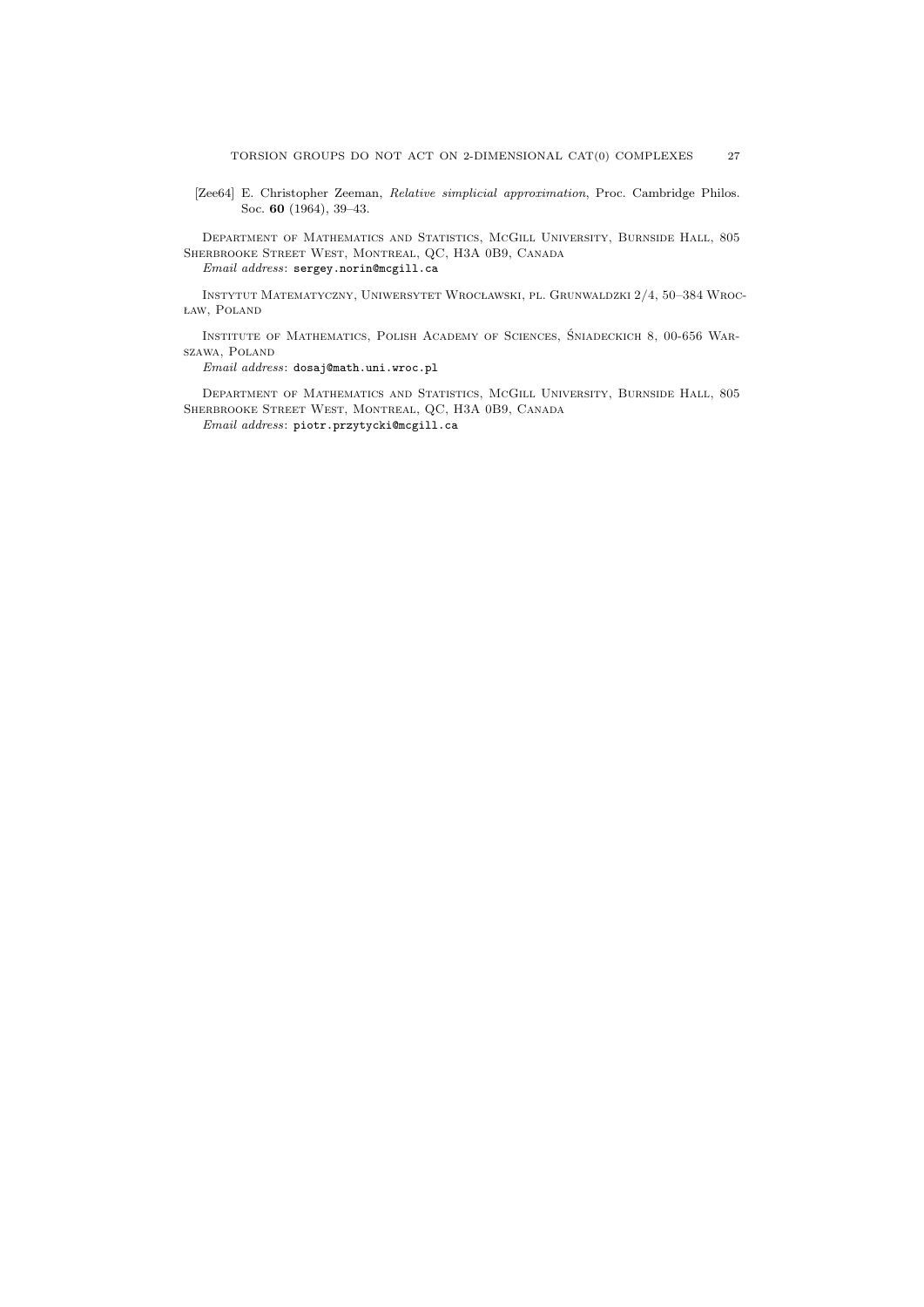[Zee64] E. Christopher Zeeman, *Relative simplicial approximation*, Proc. Cambridge Philos. Soc. **60** (1964), 39–43.

Department of Mathematics and Statistics, McGill University, Burnside Hall, 805 Sherbrooke Street West, Montreal, QC, H3A 0B9, Canada
*Email address*: `sergey.norin@mcgill.ca`

Instytut Matematyczny, Uniwersytet Wrocławski, pl. Grunwaldzki 2/4, 50–384 Wrocław, Poland

Institute of Mathematics, Polish Academy of Sciences, Śniadeckich 8, 00-656 Warszawa, Poland
*Email address*: `dosaj@math.uni.wroc.pl`

Department of Mathematics and Statistics, McGill University, Burnside Hall, 805 Sherbrooke Street West, Montreal, QC, H3A 0B9, Canada
*Email address*: `piotr.przytycki@mcgill.ca`